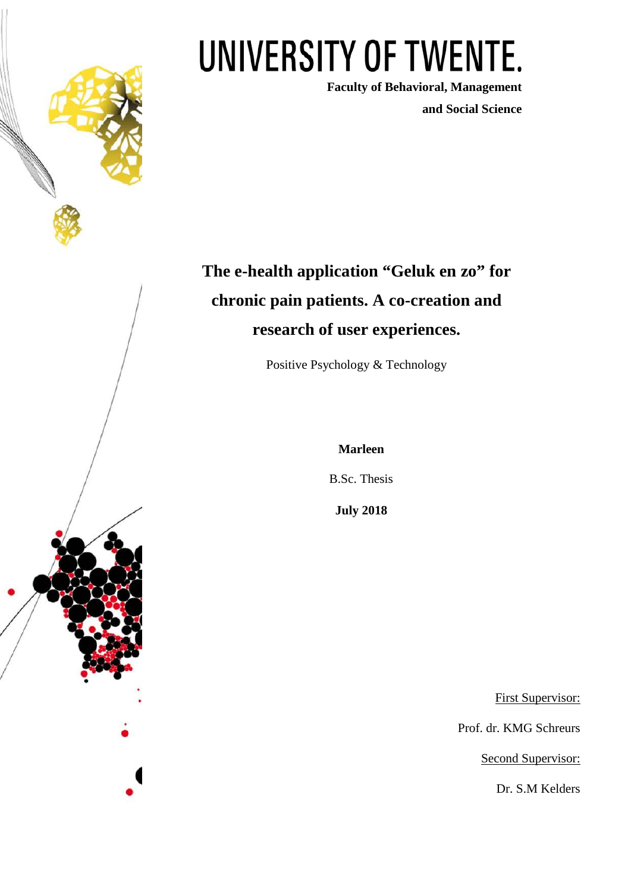# UNIVERSITY OF TWENTE.

**Faculty of Behavioral, Management and Social Science**

# The e-health application "Geluk en zo" for chronic pain patients. A co-creation and research of user experiences.

Positive Psychology & Technology

**Marleen**

B.Sc. Thesis

**July 2018**

First Supervisor:

Prof. dr. KMG Schreurs

Second Supervisor:

Dr. S.M Kelders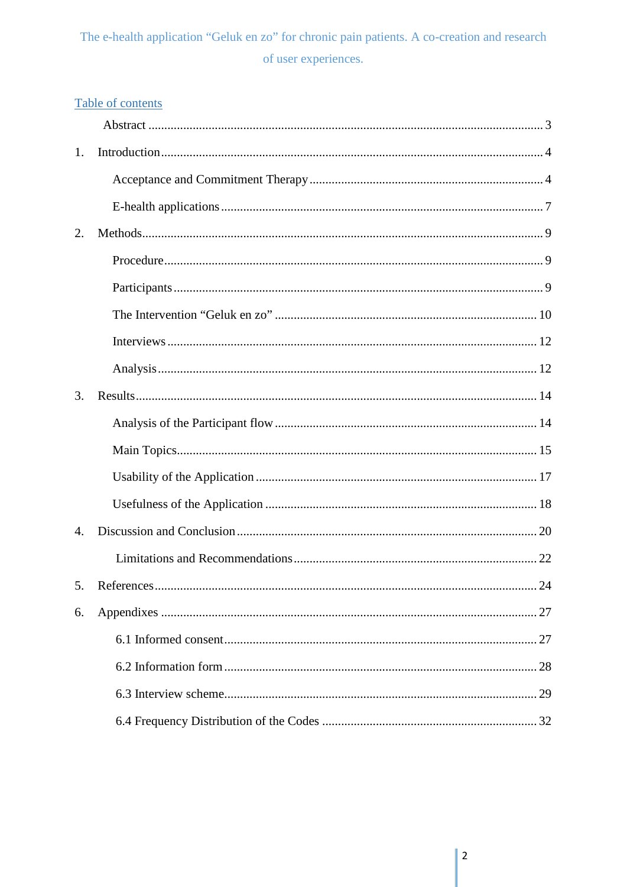## Table of contents

Abstract ... 3

1. Introduction ... 4

    Acceptance and Commitment Therapy ... 4

    E-health applications ... 7

2. Methods ... 9

    Procedure ... 9

    Participants ... 9

    The Intervention “Geluk en zo” ... 10

    Interviews ... 12

    Analysis ... 12

3. Results ... 14

    Analysis of the Participant flow ... 14

    Main Topics ... 15

    Usability of the Application ... 17

    Usefulness of the Application ... 18

4. Discussion and Conclusion ... 20

    Limitations and Recommendations ... 22

5. References ... 24

6. Appendixes ... 27

    6.1 Informed consent ... 27

    6.2 Information form ... 28

    6.3 Interview scheme ... 29

    6.4 Frequency Distribution of the Codes ... 32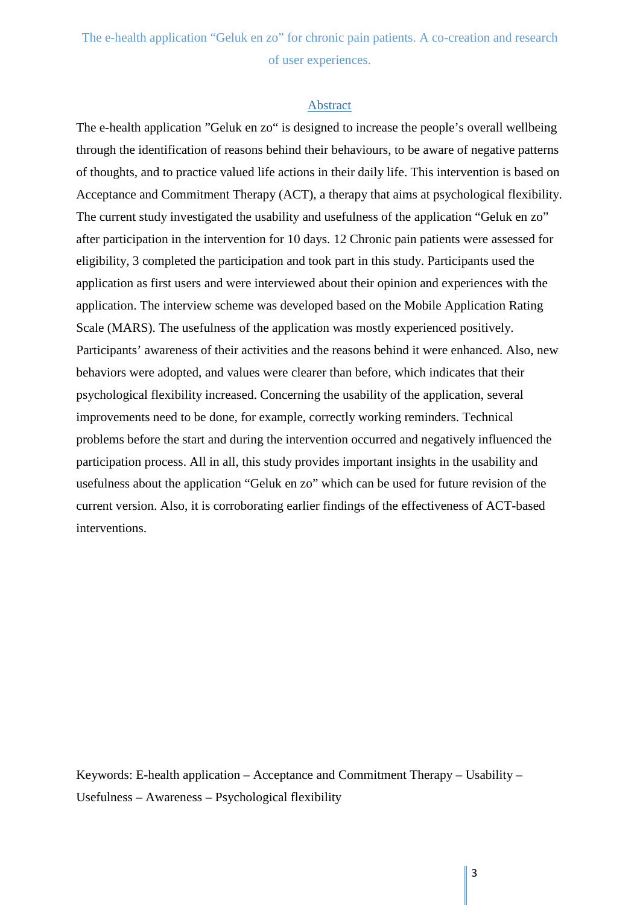The e-health application "Geluk en zo" for chronic pain patients. A co-creation and research of user experiences.

## Abstract

The e-health application "Geluk en zo" is designed to increase the people's overall wellbeing through the identification of reasons behind their behaviours, to be aware of negative patterns of thoughts, and to practice valued life actions in their daily life. This intervention is based on Acceptance and Commitment Therapy (ACT), a therapy that aims at psychological flexibility. The current study investigated the usability and usefulness of the application "Geluk en zo" after participation in the intervention for 10 days. 12 Chronic pain patients were assessed for eligibility, 3 completed the participation and took part in this study. Participants used the application as first users and were interviewed about their opinion and experiences with the application. The interview scheme was developed based on the Mobile Application Rating Scale (MARS). The usefulness of the application was mostly experienced positively. Participants' awareness of their activities and the reasons behind it were enhanced. Also, new behaviors were adopted, and values were clearer than before, which indicates that their psychological flexibility increased. Concerning the usability of the application, several improvements need to be done, for example, correctly working reminders. Technical problems before the start and during the intervention occurred and negatively influenced the participation process. All in all, this study provides important insights in the usability and usefulness about the application "Geluk en zo" which can be used for future revision of the current version. Also, it is corroborating earlier findings of the effectiveness of ACT-based interventions.

Keywords: E-health application – Acceptance and Commitment Therapy – Usability – Usefulness – Awareness – Psychological flexibility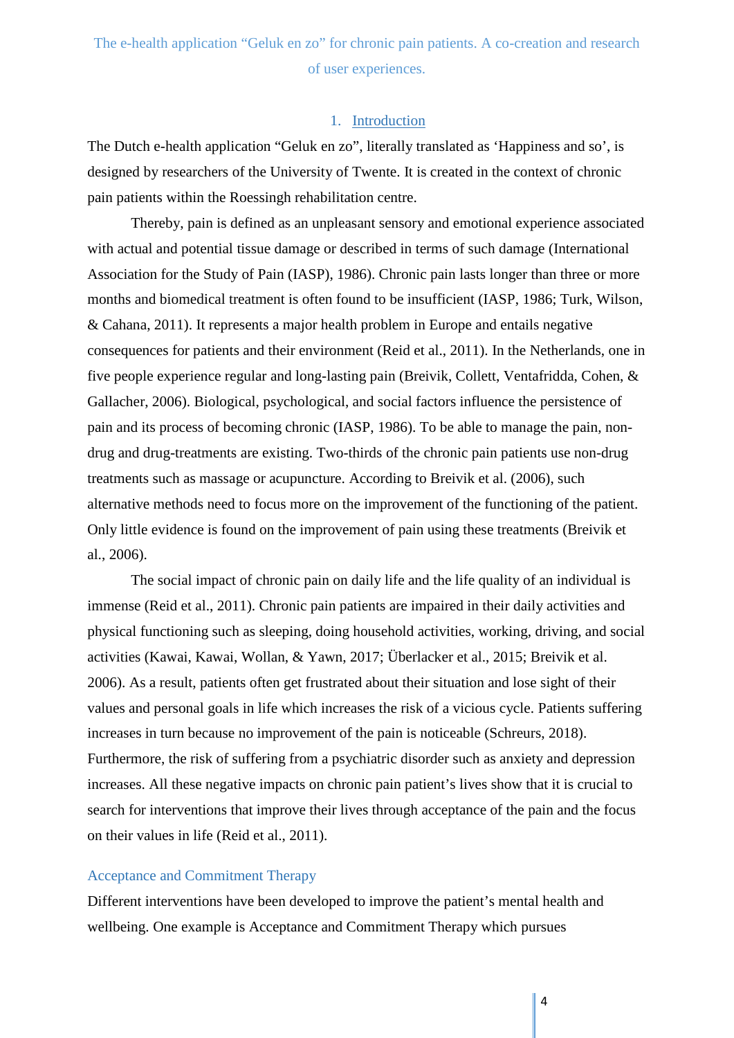The e-health application "Geluk en zo" for chronic pain patients. A co-creation and research of user experiences.

## 1. Introduction

The Dutch e-health application "Geluk en zo", literally translated as 'Happiness and so', is designed by researchers of the University of Twente. It is created in the context of chronic pain patients within the Roessingh rehabilitation centre.

Thereby, pain is defined as an unpleasant sensory and emotional experience associated with actual and potential tissue damage or described in terms of such damage (International Association for the Study of Pain (IASP), 1986). Chronic pain lasts longer than three or more months and biomedical treatment is often found to be insufficient (IASP, 1986; Turk, Wilson, & Cahana, 2011). It represents a major health problem in Europe and entails negative consequences for patients and their environment (Reid et al., 2011). In the Netherlands, one in five people experience regular and long-lasting pain (Breivik, Collett, Ventafridda, Cohen, & Gallacher, 2006). Biological, psychological, and social factors influence the persistence of pain and its process of becoming chronic (IASP, 1986). To be able to manage the pain, non-drug and drug-treatments are existing. Two-thirds of the chronic pain patients use non-drug treatments such as massage or acupuncture. According to Breivik et al. (2006), such alternative methods need to focus more on the improvement of the functioning of the patient. Only little evidence is found on the improvement of pain using these treatments (Breivik et al., 2006).

The social impact of chronic pain on daily life and the life quality of an individual is immense (Reid et al., 2011). Chronic pain patients are impaired in their daily activities and physical functioning such as sleeping, doing household activities, working, driving, and social activities (Kawai, Kawai, Wollan, & Yawn, 2017; Überlacker et al., 2015; Breivik et al. 2006). As a result, patients often get frustrated about their situation and lose sight of their values and personal goals in life which increases the risk of a vicious cycle. Patients suffering increases in turn because no improvement of the pain is noticeable (Schreurs, 2018). Furthermore, the risk of suffering from a psychiatric disorder such as anxiety and depression increases. All these negative impacts on chronic pain patient's lives show that it is crucial to search for interventions that improve their lives through acceptance of the pain and the focus on their values in life (Reid et al., 2011).

### Acceptance and Commitment Therapy

Different interventions have been developed to improve the patient's mental health and wellbeing. One example is Acceptance and Commitment Therapy which pursues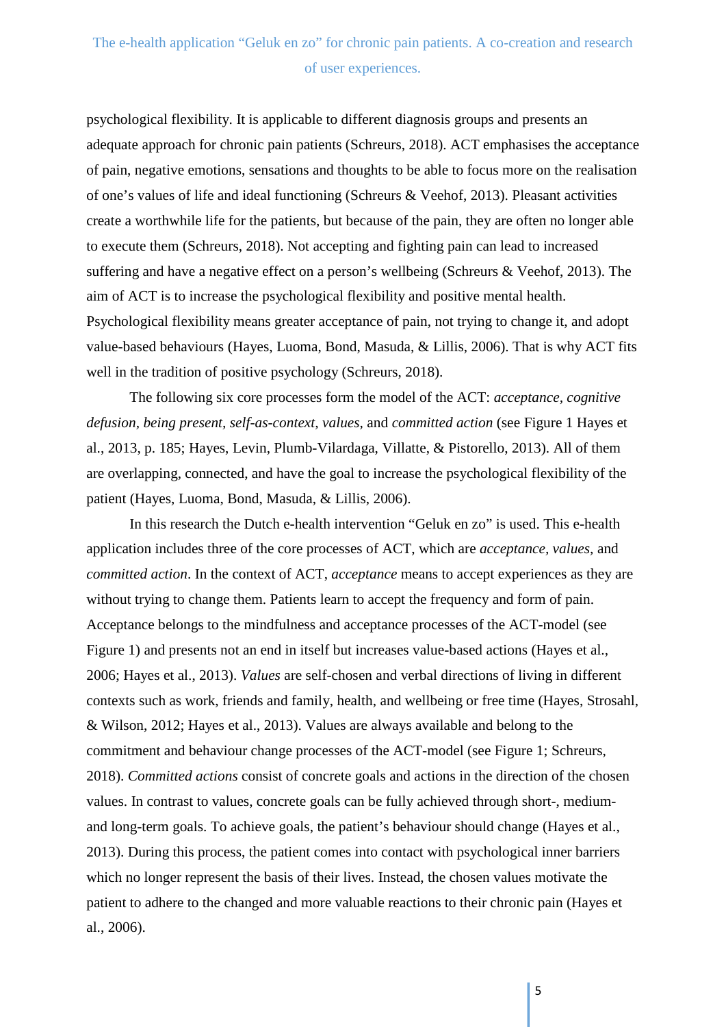psychological flexibility. It is applicable to different diagnosis groups and presents an adequate approach for chronic pain patients (Schreurs, 2018). ACT emphasises the acceptance of pain, negative emotions, sensations and thoughts to be able to focus more on the realisation of one's values of life and ideal functioning (Schreurs & Veehof, 2013). Pleasant activities create a worthwhile life for the patients, but because of the pain, they are often no longer able to execute them (Schreurs, 2018). Not accepting and fighting pain can lead to increased suffering and have a negative effect on a person's wellbeing (Schreurs & Veehof, 2013). The aim of ACT is to increase the psychological flexibility and positive mental health. Psychological flexibility means greater acceptance of pain, not trying to change it, and adopt value-based behaviours (Hayes, Luoma, Bond, Masuda, & Lillis, 2006). That is why ACT fits well in the tradition of positive psychology (Schreurs, 2018).

The following six core processes form the model of the ACT: *acceptance*, *cognitive defusion*, *being present*, *self-as-context*, *values*, and *committed action* (see Figure 1 Hayes et al., 2013, p. 185; Hayes, Levin, Plumb-Vilardaga, Villatte, & Pistorello, 2013). All of them are overlapping, connected, and have the goal to increase the psychological flexibility of the patient (Hayes, Luoma, Bond, Masuda, & Lillis, 2006).

In this research the Dutch e-health intervention "Geluk en zo" is used. This e-health application includes three of the core processes of ACT, which are *acceptance, values,* and *committed action*. In the context of ACT, *acceptance* means to accept experiences as they are without trying to change them. Patients learn to accept the frequency and form of pain. Acceptance belongs to the mindfulness and acceptance processes of the ACT-model (see Figure 1) and presents not an end in itself but increases value-based actions (Hayes et al., 2006; Hayes et al., 2013). *Values* are self-chosen and verbal directions of living in different contexts such as work, friends and family, health, and wellbeing or free time (Hayes, Strosahl, & Wilson, 2012; Hayes et al., 2013). Values are always available and belong to the commitment and behaviour change processes of the ACT-model (see Figure 1; Schreurs, 2018). *Committed actions* consist of concrete goals and actions in the direction of the chosen values. In contrast to values, concrete goals can be fully achieved through short-, medium- and long-term goals. To achieve goals, the patient's behaviour should change (Hayes et al., 2013). During this process, the patient comes into contact with psychological inner barriers which no longer represent the basis of their lives. Instead, the chosen values motivate the patient to adhere to the changed and more valuable reactions to their chronic pain (Hayes et al., 2006).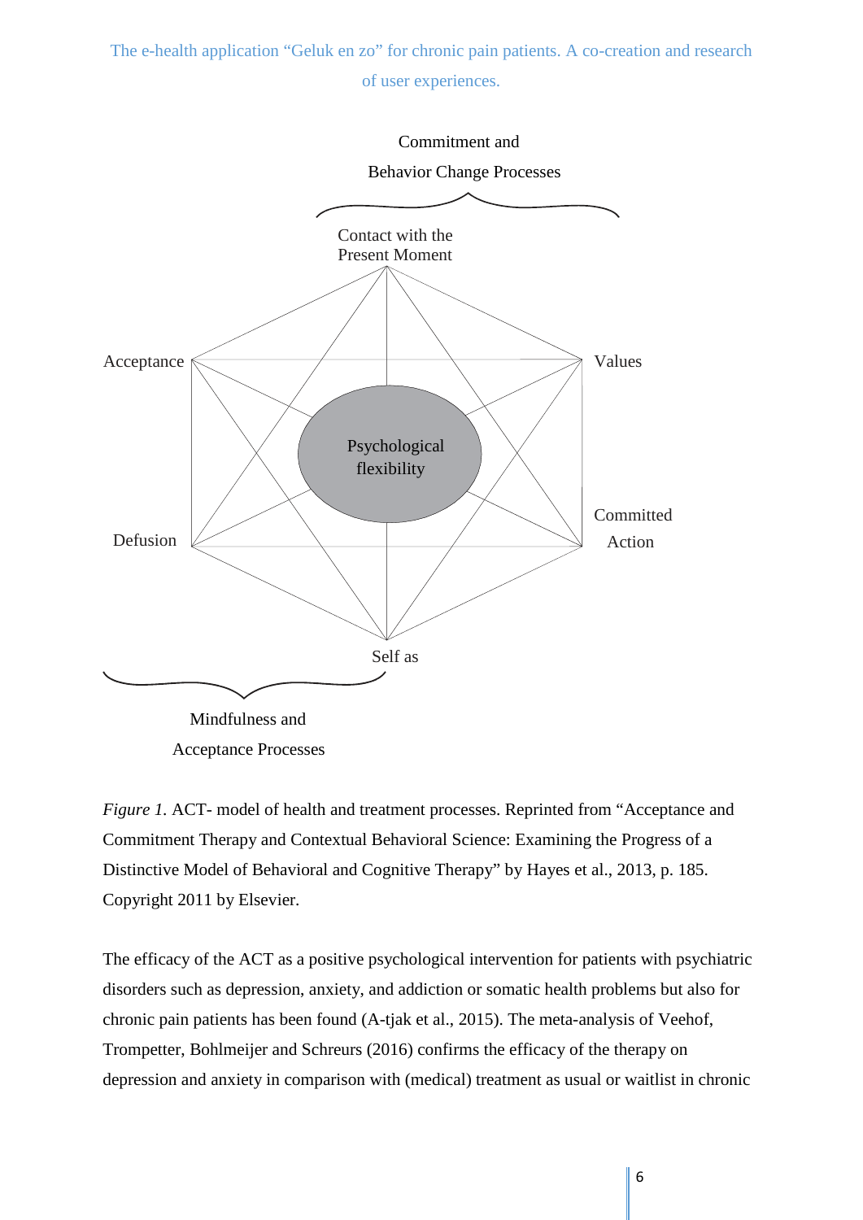Commitment and

Behavior Change Processes

Contact with the Present Moment

Acceptance

Values

Psychological flexibility

Defusion

Committed Action

Self as

Mindfulness and

Acceptance Processes

*Figure 1.* ACT- model of health and treatment processes. Reprinted from “Acceptance and Commitment Therapy and Contextual Behavioral Science: Examining the Progress of a Distinctive Model of Behavioral and Cognitive Therapy” by Hayes et al., 2013, p. 185. Copyright 2011 by Elsevier.

The efficacy of the ACT as a positive psychological intervention for patients with psychiatric disorders such as depression, anxiety, and addiction or somatic health problems but also for chronic pain patients has been found (A-tjak et al., 2015). The meta-analysis of Veehof, Trompetter, Bohlmeijer and Schreurs (2016) confirms the efficacy of the therapy on depression and anxiety in comparison with (medical) treatment as usual or waitlist in chronic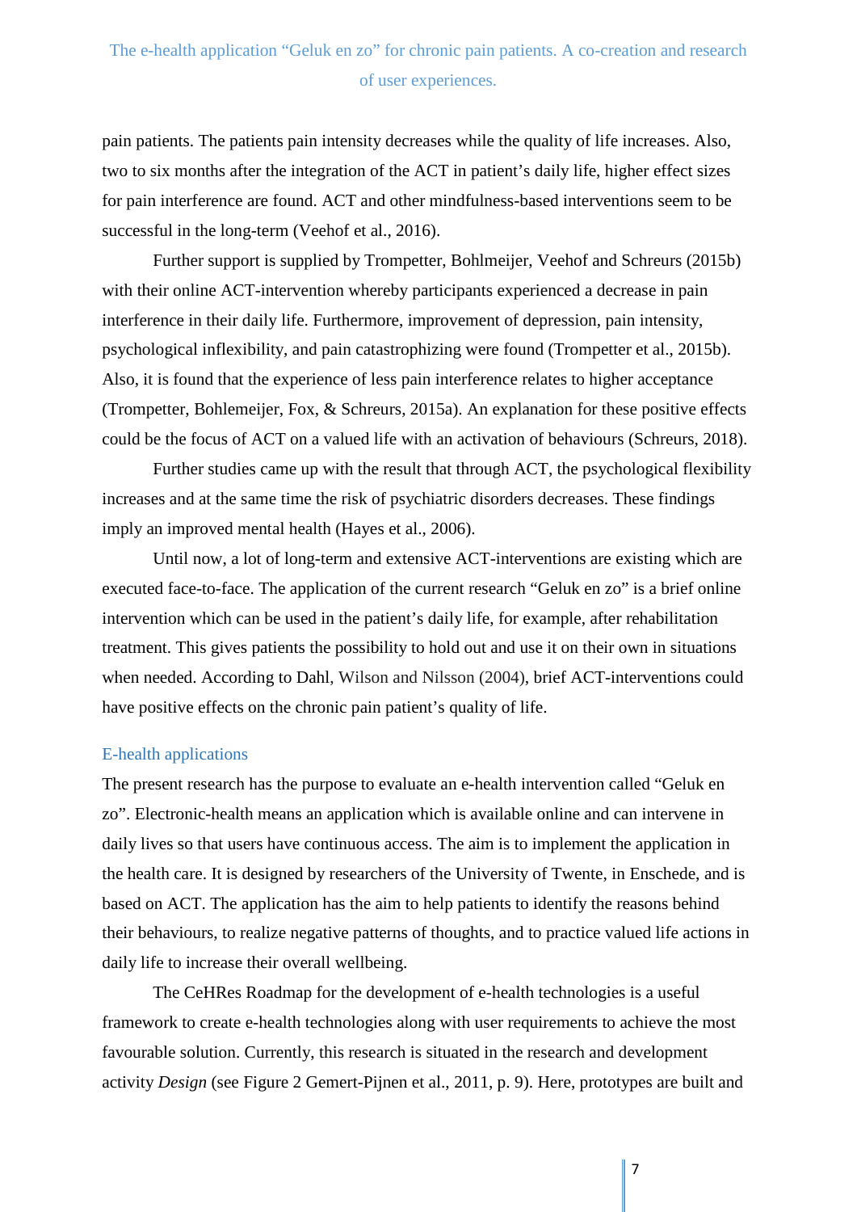pain patients. The patients pain intensity decreases while the quality of life increases. Also, two to six months after the integration of the ACT in patient's daily life, higher effect sizes for pain interference are found. ACT and other mindfulness-based interventions seem to be successful in the long-term (Veehof et al., 2016).

Further support is supplied by Trompetter, Bohlmeijer, Veehof and Schreurs (2015b) with their online ACT-intervention whereby participants experienced a decrease in pain interference in their daily life. Furthermore, improvement of depression, pain intensity, psychological inflexibility, and pain catastrophizing were found (Trompetter et al., 2015b). Also, it is found that the experience of less pain interference relates to higher acceptance (Trompetter, Bohlemeijer, Fox, & Schreurs, 2015a). An explanation for these positive effects could be the focus of ACT on a valued life with an activation of behaviours (Schreurs, 2018).

Further studies came up with the result that through ACT, the psychological flexibility increases and at the same time the risk of psychiatric disorders decreases. These findings imply an improved mental health (Hayes et al., 2006).

Until now, a lot of long-term and extensive ACT-interventions are existing which are executed face-to-face. The application of the current research "Geluk en zo" is a brief online intervention which can be used in the patient's daily life, for example, after rehabilitation treatment. This gives patients the possibility to hold out and use it on their own in situations when needed. According to Dahl, Wilson and Nilsson (2004), brief ACT-interventions could have positive effects on the chronic pain patient's quality of life.

## E-health applications

The present research has the purpose to evaluate an e-health intervention called "Geluk en zo". Electronic-health means an application which is available online and can intervene in daily lives so that users have continuous access. The aim is to implement the application in the health care. It is designed by researchers of the University of Twente, in Enschede, and is based on ACT. The application has the aim to help patients to identify the reasons behind their behaviours, to realize negative patterns of thoughts, and to practice valued life actions in daily life to increase their overall wellbeing.

The CeHRes Roadmap for the development of e-health technologies is a useful framework to create e-health technologies along with user requirements to achieve the most favourable solution. Currently, this research is situated in the research and development activity *Design* (see Figure 2 Gemert-Pijnen et al., 2011, p. 9). Here, prototypes are built and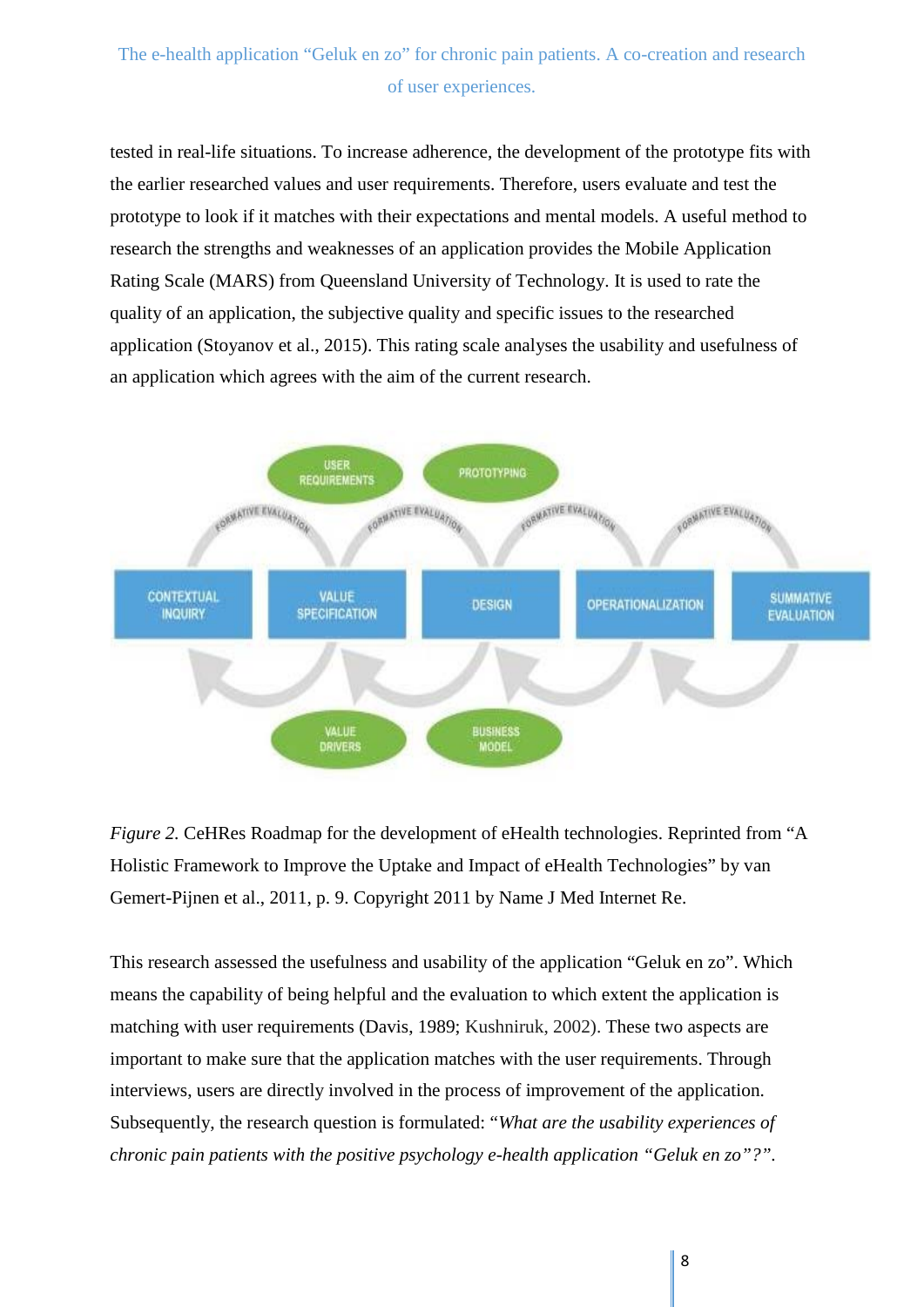tested in real-life situations. To increase adherence, the development of the prototype fits with the earlier researched values and user requirements. Therefore, users evaluate and test the prototype to look if it matches with their expectations and mental models. A useful method to research the strengths and weaknesses of an application provides the Mobile Application Rating Scale (MARS) from Queensland University of Technology. It is used to rate the quality of an application, the subjective quality and specific issues to the researched application (Stoyanov et al., 2015). This rating scale analyses the usability and usefulness of an application which agrees with the aim of the current research.

USER REQUIREMENTS

PROTOTYPING

FORMATIVE EVALUATION

FORMATIVE EVALUATION

FORMATIVE EVALUATION

FORMATIVE EVALUATION

CONTEXTUAL INQUIRY

VALUE SPECIFICATION

DESIGN

OPERATIONALIZATION

SUMMATIVE EVALUATION

VALUE DRIVERS

BUSINESS MODEL

*Figure 2.* CeHRes Roadmap for the development of eHealth technologies. Reprinted from "A Holistic Framework to Improve the Uptake and Impact of eHealth Technologies" by van Gemert-Pijnen et al., 2011, p. 9. Copyright 2011 by Name J Med Internet Re.

This research assessed the usefulness and usability of the application "Geluk en zo". Which means the capability of being helpful and the evaluation to which extent the application is matching with user requirements (Davis, 1989; Kushniruk, 2002). These two aspects are important to make sure that the application matches with the user requirements. Through interviews, users are directly involved in the process of improvement of the application. Subsequently, the research question is formulated: "*What are the usability experiences of chronic pain patients with the positive psychology e-health application "Geluk en zo"?*".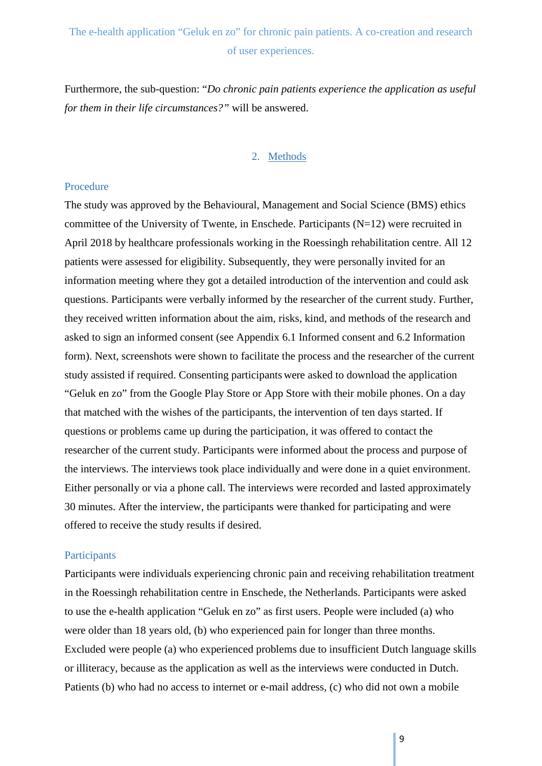Furthermore, the sub-question: “*Do chronic pain patients experience the application as useful for them in their life circumstances?”* will be answered.

## 2. Methods

### Procedure

The study was approved by the Behavioural, Management and Social Science (BMS) ethics committee of the University of Twente, in Enschede. Participants (N=12) were recruited in April 2018 by healthcare professionals working in the Roessingh rehabilitation centre. All 12 patients were assessed for eligibility. Subsequently, they were personally invited for an information meeting where they got a detailed introduction of the intervention and could ask questions. Participants were verbally informed by the researcher of the current study. Further, they received written information about the aim, risks, kind, and methods of the research and asked to sign an informed consent (see Appendix 6.1 Informed consent and 6.2 Information form). Next, screenshots were shown to facilitate the process and the researcher of the current study assisted if required. Consenting participants were asked to download the application “Geluk en zo” from the Google Play Store or App Store with their mobile phones. On a day that matched with the wishes of the participants, the intervention of ten days started. If questions or problems came up during the participation, it was offered to contact the researcher of the current study. Participants were informed about the process and purpose of the interviews. The interviews took place individually and were done in a quiet environment. Either personally or via a phone call. The interviews were recorded and lasted approximately 30 minutes. After the interview, the participants were thanked for participating and were offered to receive the study results if desired.

### Participants

Participants were individuals experiencing chronic pain and receiving rehabilitation treatment in the Roessingh rehabilitation centre in Enschede, the Netherlands. Participants were asked to use the e-health application “Geluk en zo” as first users. People were included (a) who were older than 18 years old, (b) who experienced pain for longer than three months. Excluded were people (a) who experienced problems due to insufficient Dutch language skills or illiteracy, because as the application as well as the interviews were conducted in Dutch. Patients (b) who had no access to internet or e-mail address, (c) who did not own a mobile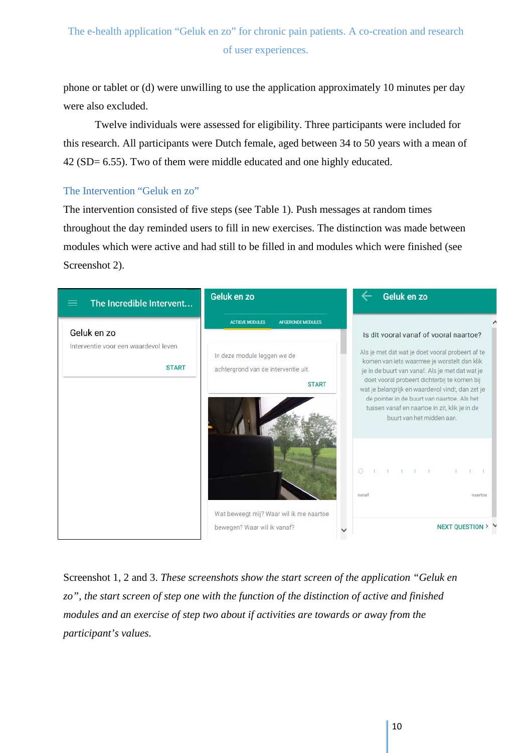phone or tablet or (d) were unwilling to use the application approximately 10 minutes per day were also excluded.

Twelve individuals were assessed for eligibility. Three participants were included for this research. All participants were Dutch female, aged between 34 to 50 years with a mean of 42 (SD= 6.55). Two of them were middle educated and one highly educated.

## The Intervention "Geluk en zo"

The intervention consisted of five steps (see Table 1). Push messages at random times throughout the day reminded users to fill in new exercises. The distinction was made between modules which were active and had still to be filled in and modules which were finished (see Screenshot 2).

Screenshot 1, 2 and 3. *These screenshots show the start screen of the application "Geluk en zo", the start screen of step one with the function of the distinction of active and finished modules and an exercise of step two about if activities are towards or away from the participant's values.*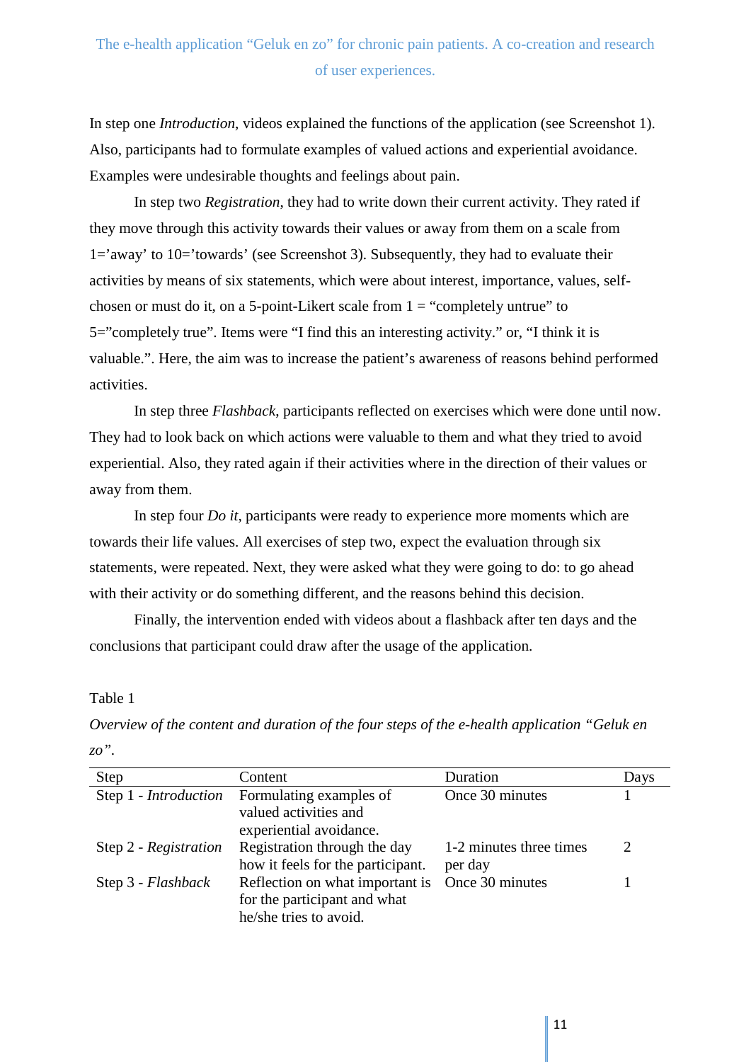In step one *Introduction*, videos explained the functions of the application (see Screenshot 1). Also, participants had to formulate examples of valued actions and experiential avoidance. Examples were undesirable thoughts and feelings about pain.

In step two *Registration*, they had to write down their current activity. They rated if they move through this activity towards their values or away from them on a scale from 1='away' to 10='towards' (see Screenshot 3). Subsequently, they had to evaluate their activities by means of six statements, which were about interest, importance, values, self-chosen or must do it, on a 5-point-Likert scale from 1 = "completely untrue" to 5="completely true". Items were "I find this an interesting activity." or, "I think it is valuable.". Here, the aim was to increase the patient's awareness of reasons behind performed activities.

In step three *Flashback*, participants reflected on exercises which were done until now. They had to look back on which actions were valuable to them and what they tried to avoid experiential. Also, they rated again if their activities where in the direction of their values or away from them.

In step four *Do it*, participants were ready to experience more moments which are towards their life values. All exercises of step two, expect the evaluation through six statements, were repeated. Next, they were asked what they were going to do: to go ahead with their activity or do something different, and the reasons behind this decision.

Finally, the intervention ended with videos about a flashback after ten days and the conclusions that participant could draw after the usage of the application.

Table 1

*Overview of the content and duration of the four steps of the e-health application "Geluk en zo".*

| Step | Content | Duration | Days |
|---|---|---|---|
| Step 1 - *Introduction* | Formulating examples of valued activities and experiential avoidance. | Once 30 minutes | 1 |
| Step 2 - *Registration* | Registration through the day how it feels for the participant. | 1-2 minutes three times per day | 2 |
| Step 3 - *Flashback* | Reflection on what important is for the participant and what he/she tries to avoid. | Once 30 minutes | 1 |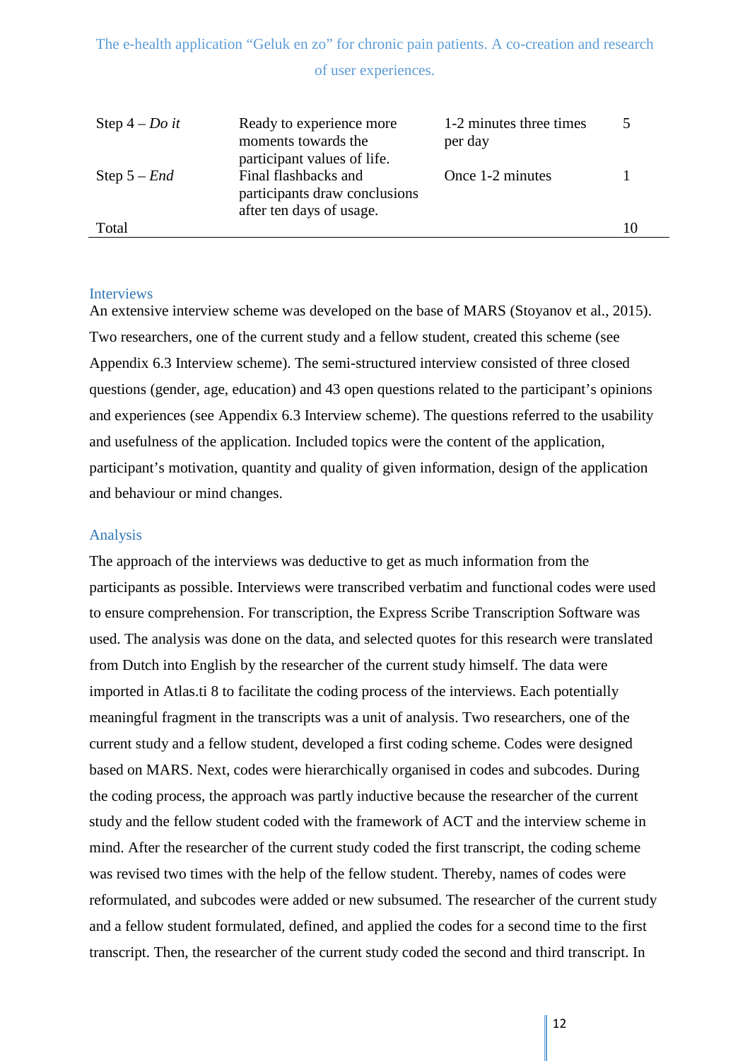| | | | |
|---|---|---|---|
| Step 4 – *Do it* | Ready to experience more moments towards the participant values of life. | 1-2 minutes three times per day | 5 |
| Step 5 – *End* | Final flashbacks and participants draw conclusions after ten days of usage. | Once 1-2 minutes | 1 |
| Total | | | 10 |

## Interviews

An extensive interview scheme was developed on the base of MARS (Stoyanov et al., 2015). Two researchers, one of the current study and a fellow student, created this scheme (see Appendix 6.3 Interview scheme). The semi-structured interview consisted of three closed questions (gender, age, education) and 43 open questions related to the participant's opinions and experiences (see Appendix 6.3 Interview scheme). The questions referred to the usability and usefulness of the application. Included topics were the content of the application, participant's motivation, quantity and quality of given information, design of the application and behaviour or mind changes.

## Analysis

The approach of the interviews was deductive to get as much information from the participants as possible. Interviews were transcribed verbatim and functional codes were used to ensure comprehension. For transcription, the Express Scribe Transcription Software was used. The analysis was done on the data, and selected quotes for this research were translated from Dutch into English by the researcher of the current study himself. The data were imported in Atlas.ti 8 to facilitate the coding process of the interviews. Each potentially meaningful fragment in the transcripts was a unit of analysis. Two researchers, one of the current study and a fellow student, developed a first coding scheme. Codes were designed based on MARS. Next, codes were hierarchically organised in codes and subcodes. During the coding process, the approach was partly inductive because the researcher of the current study and the fellow student coded with the framework of ACT and the interview scheme in mind. After the researcher of the current study coded the first transcript, the coding scheme was revised two times with the help of the fellow student. Thereby, names of codes were reformulated, and subcodes were added or new subsumed. The researcher of the current study and a fellow student formulated, defined, and applied the codes for a second time to the first transcript. Then, the researcher of the current study coded the second and third transcript. In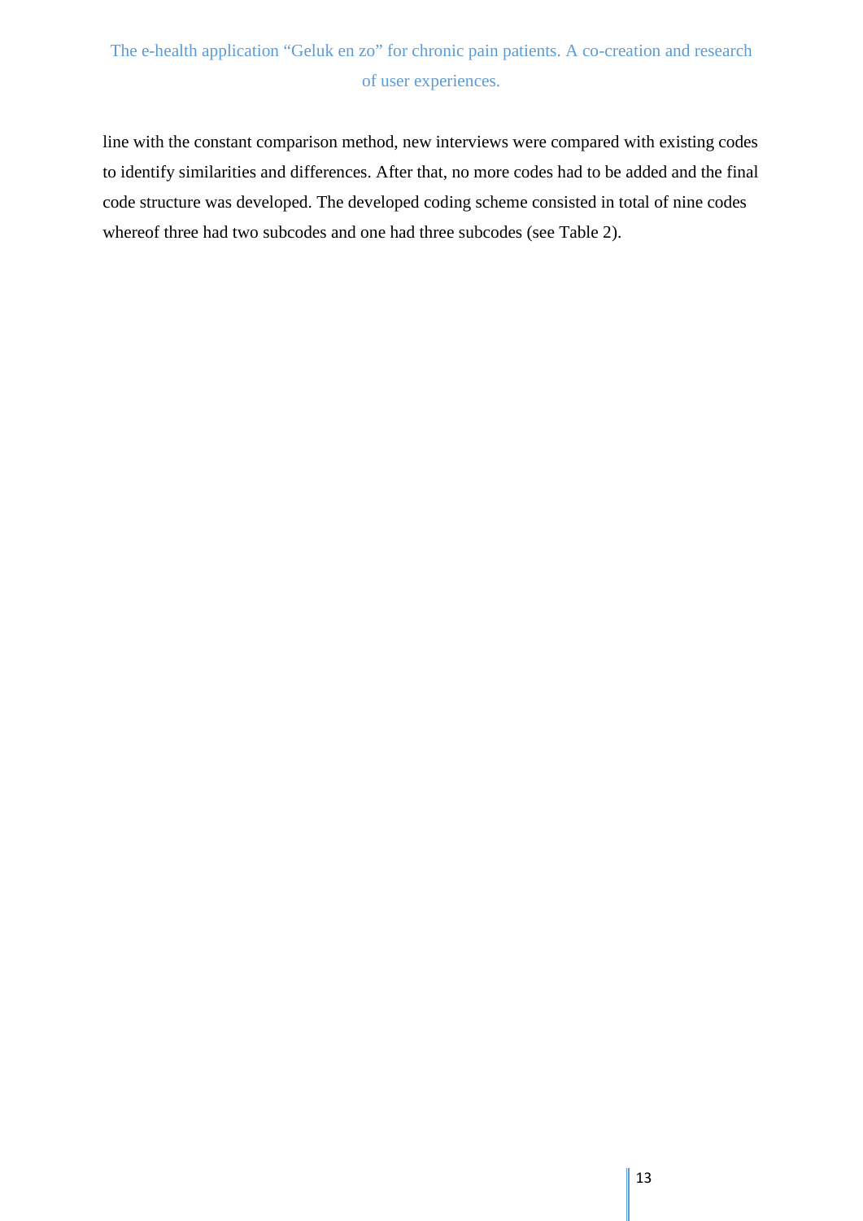line with the constant comparison method, new interviews were compared with existing codes to identify similarities and differences. After that, no more codes had to be added and the final code structure was developed. The developed coding scheme consisted in total of nine codes whereof three had two subcodes and one had three subcodes (see Table 2).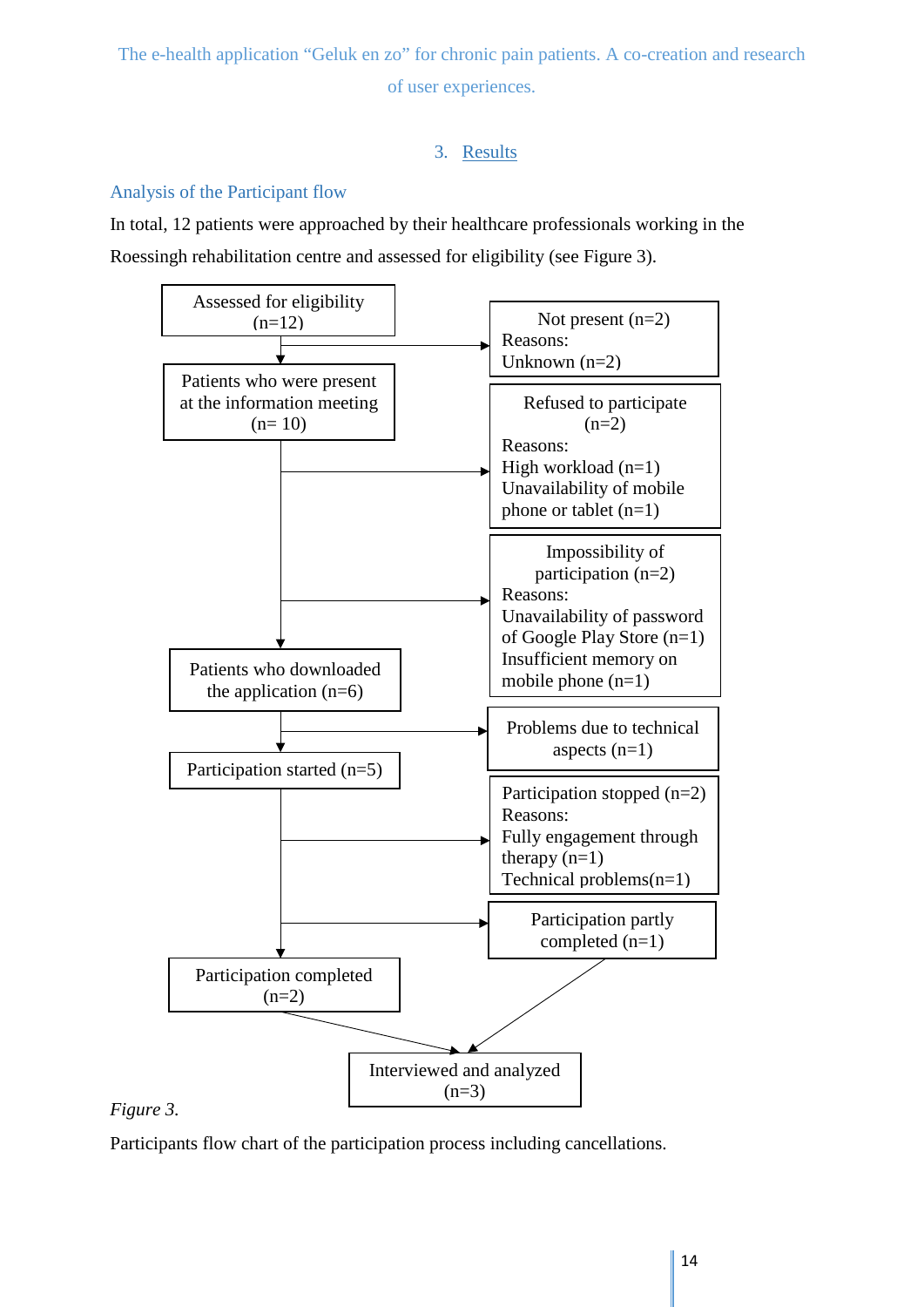## 3. Results

### Analysis of the Participant flow

In total, 12 patients were approached by their healthcare professionals working in the Roessingh rehabilitation centre and assessed for eligibility (see Figure 3).

Assessed for eligibility (n=12)

Not present (n=2)
Reasons:
Unknown (n=2)

Patients who were present at the information meeting (n= 10)

Refused to participate (n=2)
Reasons:
High workload (n=1)
Unavailability of mobile phone or tablet (n=1)

Impossibility of participation (n=2)
Reasons:
Unavailability of password of Google Play Store (n=1)
Insufficient memory on mobile phone (n=1)

Patients who downloaded the application (n=6)

Problems due to technical aspects (n=1)

Participation started (n=5)

Participation stopped (n=2)
Reasons:
Fully engagement through therapy (n=1)
Technical problems(n=1)

Participation partly completed (n=1)

Participation completed (n=2)

Interviewed and analyzed (n=3)

*Figure 3.*

Participants flow chart of the participation process including cancellations.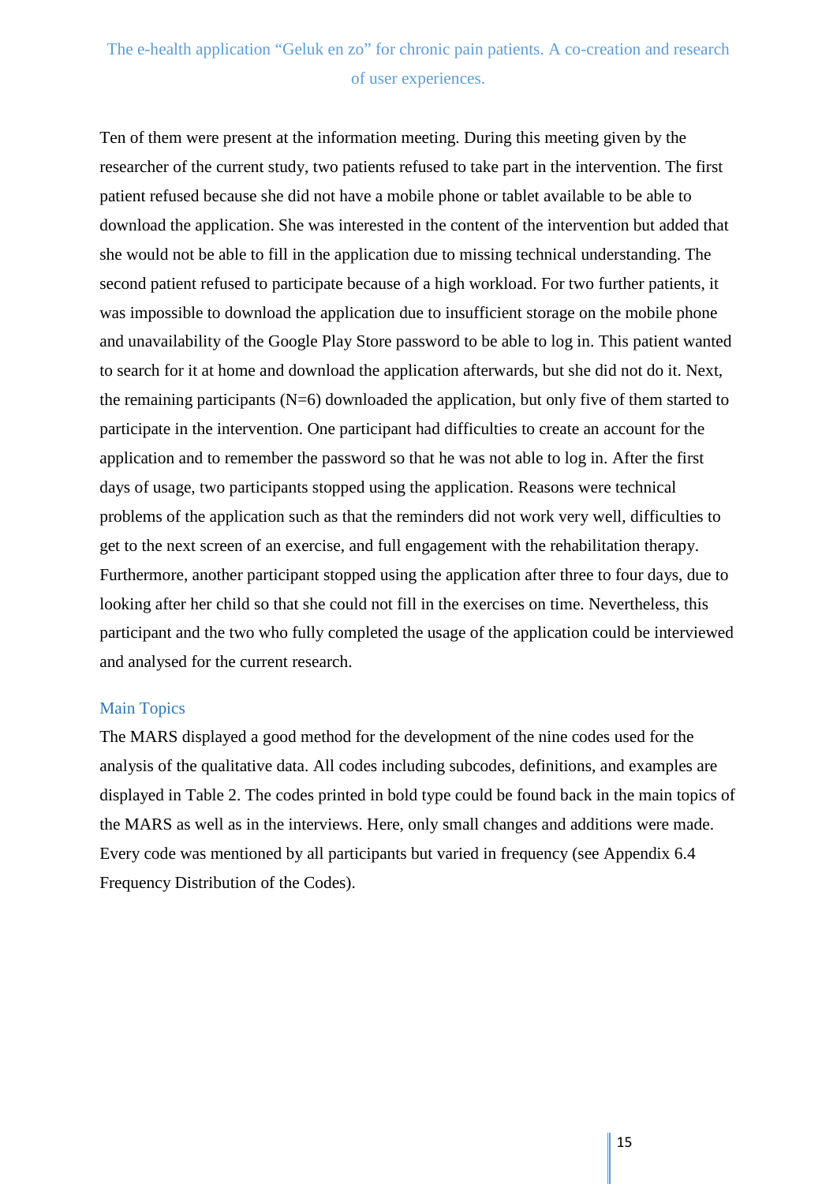Ten of them were present at the information meeting. During this meeting given by the researcher of the current study, two patients refused to take part in the intervention. The first patient refused because she did not have a mobile phone or tablet available to be able to download the application. She was interested in the content of the intervention but added that she would not be able to fill in the application due to missing technical understanding. The second patient refused to participate because of a high workload. For two further patients, it was impossible to download the application due to insufficient storage on the mobile phone and unavailability of the Google Play Store password to be able to log in. This patient wanted to search for it at home and download the application afterwards, but she did not do it. Next, the remaining participants (N=6) downloaded the application, but only five of them started to participate in the intervention. One participant had difficulties to create an account for the application and to remember the password so that he was not able to log in. After the first days of usage, two participants stopped using the application. Reasons were technical problems of the application such as that the reminders did not work very well, difficulties to get to the next screen of an exercise, and full engagement with the rehabilitation therapy. Furthermore, another participant stopped using the application after three to four days, due to looking after her child so that she could not fill in the exercises on time. Nevertheless, this participant and the two who fully completed the usage of the application could be interviewed and analysed for the current research.

## Main Topics

The MARS displayed a good method for the development of the nine codes used for the analysis of the qualitative data. All codes including subcodes, definitions, and examples are displayed in Table 2. The codes printed in bold type could be found back in the main topics of the MARS as well as in the interviews. Here, only small changes and additions were made. Every code was mentioned by all participants but varied in frequency (see Appendix 6.4 Frequency Distribution of the Codes).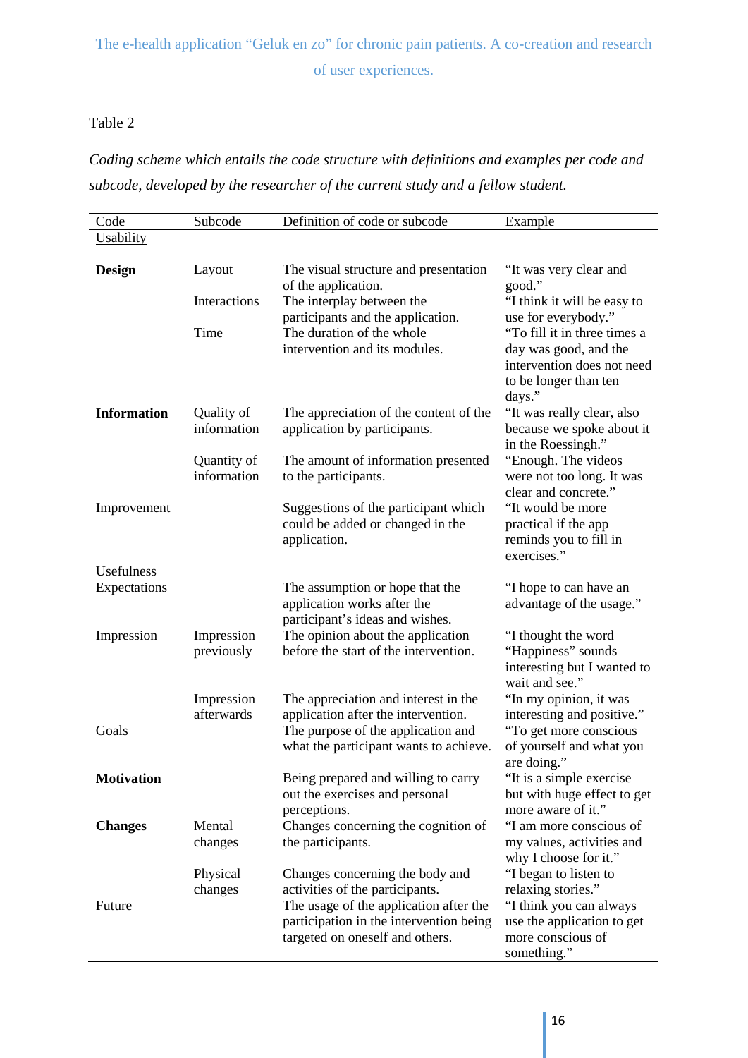Table 2

*Coding scheme which entails the code structure with definitions and examples per code and subcode, developed by the researcher of the current study and a fellow student.*

| Code | Subcode | Definition of code or subcode | Example |
|---|---|---|---|
| Usability | | | |
| **Design** | Layout | The visual structure and presentation of the application. | "It was very clear and good." |
| | Interactions | The interplay between the participants and the application. | "I think it will be easy to use for everybody." |
| | Time | The duration of the whole intervention and its modules. | "To fill it in three times a day was good, and the intervention does not need to be longer than ten days." |
| **Information** | Quality of information | The appreciation of the content of the application by participants. | "It was really clear, also because we spoke about it in the Roessingh." |
| | Quantity of information | The amount of information presented to the participants. | "Enough. The videos were not too long. It was clear and concrete." |
| Improvement | | Suggestions of the participant which could be added or changed in the application. | "It would be more practical if the app reminds you to fill in exercises." |
| Usefulness | | | |
| Expectations | | The assumption or hope that the application works after the participant's ideas and wishes. | "I hope to can have an advantage of the usage." |
| Impression | Impression previously | The opinion about the application before the start of the intervention. | "I thought the word "Happiness" sounds interesting but I wanted to wait and see." |
| | Impression afterwards | The appreciation and interest in the application after the intervention. | "In my opinion, it was interesting and positive." |
| Goals | | The purpose of the application and what the participant wants to achieve. | "To get more conscious of yourself and what you are doing." |
| **Motivation** | | Being prepared and willing to carry out the exercises and personal perceptions. | "It is a simple exercise but with huge effect to get more aware of it." |
| **Changes** | Mental changes | Changes concerning the cognition of the participants. | "I am more conscious of my values, activities and why I choose for it." |
| | Physical changes | Changes concerning the body and activities of the participants. | "I began to listen to relaxing stories." |
| Future | | The usage of the application after the participation in the intervention being targeted on oneself and others. | "I think you can always use the application to get more conscious of something." |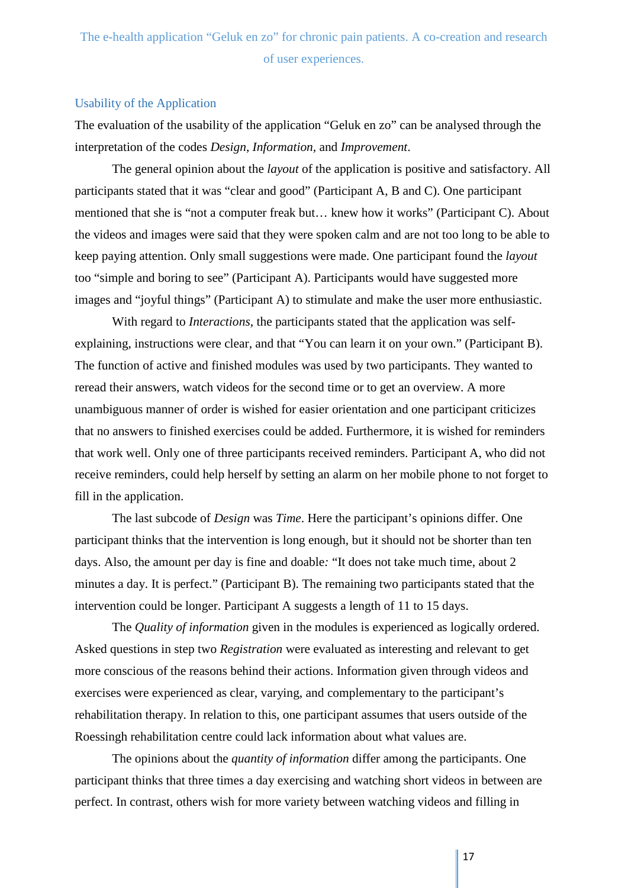## Usability of the Application

The evaluation of the usability of the application "Geluk en zo" can be analysed through the interpretation of the codes *Design*, *Information*, and *Improvement*.

The general opinion about the *layout* of the application is positive and satisfactory. All participants stated that it was "clear and good" (Participant A, B and C). One participant mentioned that she is "not a computer freak but… knew how it works" (Participant C). About the videos and images were said that they were spoken calm and are not too long to be able to keep paying attention. Only small suggestions were made. One participant found the *layout* too "simple and boring to see" (Participant A). Participants would have suggested more images and "joyful things" (Participant A) to stimulate and make the user more enthusiastic.

With regard to *Interactions*, the participants stated that the application was self-explaining, instructions were clear, and that "You can learn it on your own." (Participant B). The function of active and finished modules was used by two participants. They wanted to reread their answers, watch videos for the second time or to get an overview. A more unambiguous manner of order is wished for easier orientation and one participant criticizes that no answers to finished exercises could be added. Furthermore, it is wished for reminders that work well. Only one of three participants received reminders. Participant A, who did not receive reminders, could help herself by setting an alarm on her mobile phone to not forget to fill in the application.

The last subcode of *Design* was *Time*. Here the participant's opinions differ. One participant thinks that the intervention is long enough, but it should not be shorter than ten days. Also, the amount per day is fine and doable*:* "It does not take much time, about 2 minutes a day. It is perfect." (Participant B). The remaining two participants stated that the intervention could be longer. Participant A suggests a length of 11 to 15 days.

The *Quality of information* given in the modules is experienced as logically ordered. Asked questions in step two *Registration* were evaluated as interesting and relevant to get more conscious of the reasons behind their actions. Information given through videos and exercises were experienced as clear, varying, and complementary to the participant's rehabilitation therapy. In relation to this, one participant assumes that users outside of the Roessingh rehabilitation centre could lack information about what values are.

The opinions about the *quantity of information* differ among the participants. One participant thinks that three times a day exercising and watching short videos in between are perfect. In contrast, others wish for more variety between watching videos and filling in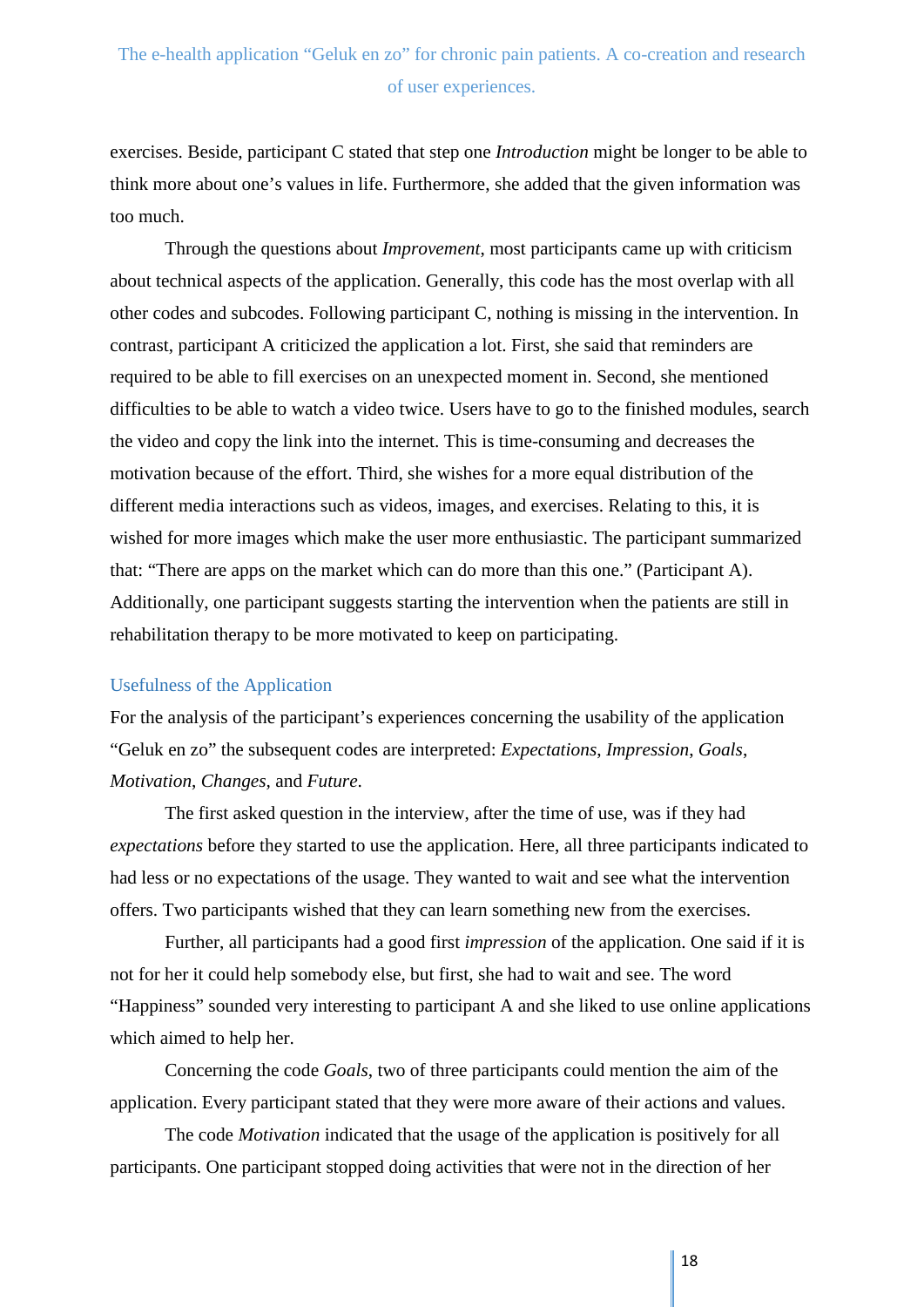exercises. Beside, participant C stated that step one *Introduction* might be longer to be able to think more about one's values in life. Furthermore, she added that the given information was too much.

Through the questions about *Improvement*, most participants came up with criticism about technical aspects of the application. Generally, this code has the most overlap with all other codes and subcodes. Following participant C, nothing is missing in the intervention. In contrast, participant A criticized the application a lot. First, she said that reminders are required to be able to fill exercises on an unexpected moment in. Second, she mentioned difficulties to be able to watch a video twice. Users have to go to the finished modules, search the video and copy the link into the internet. This is time-consuming and decreases the motivation because of the effort. Third, she wishes for a more equal distribution of the different media interactions such as videos, images, and exercises. Relating to this, it is wished for more images which make the user more enthusiastic. The participant summarized that: "There are apps on the market which can do more than this one." (Participant A). Additionally, one participant suggests starting the intervention when the patients are still in rehabilitation therapy to be more motivated to keep on participating.

## Usefulness of the Application

For the analysis of the participant's experiences concerning the usability of the application "Geluk en zo" the subsequent codes are interpreted: *Expectations*, *Impression*, *Goals*, *Motivation*, *Changes*, and *Future*.

The first asked question in the interview, after the time of use, was if they had *expectations* before they started to use the application. Here, all three participants indicated to had less or no expectations of the usage. They wanted to wait and see what the intervention offers. Two participants wished that they can learn something new from the exercises.

Further, all participants had a good first *impression* of the application. One said if it is not for her it could help somebody else, but first, she had to wait and see. The word "Happiness" sounded very interesting to participant A and she liked to use online applications which aimed to help her.

Concerning the code *Goals*, two of three participants could mention the aim of the application. Every participant stated that they were more aware of their actions and values.

The code *Motivation* indicated that the usage of the application is positively for all participants. One participant stopped doing activities that were not in the direction of her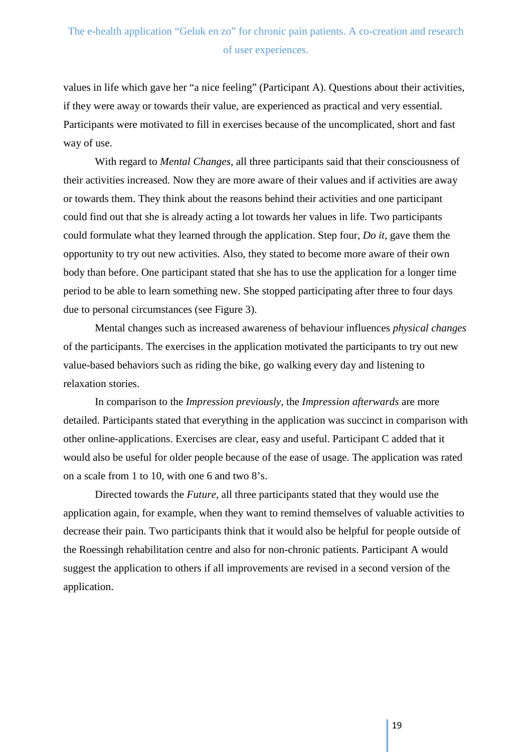values in life which gave her “a nice feeling” (Participant A). Questions about their activities, if they were away or towards their value, are experienced as practical and very essential. Participants were motivated to fill in exercises because of the uncomplicated, short and fast way of use.

With regard to *Mental Changes*, all three participants said that their consciousness of their activities increased. Now they are more aware of their values and if activities are away or towards them. They think about the reasons behind their activities and one participant could find out that she is already acting a lot towards her values in life. Two participants could formulate what they learned through the application. Step four, *Do it*, gave them the opportunity to try out new activities. Also, they stated to become more aware of their own body than before. One participant stated that she has to use the application for a longer time period to be able to learn something new. She stopped participating after three to four days due to personal circumstances (see Figure 3).

Mental changes such as increased awareness of behaviour influences *physical changes* of the participants. The exercises in the application motivated the participants to try out new value-based behaviors such as riding the bike, go walking every day and listening to relaxation stories.

In comparison to the *Impression previously*, the *Impression afterwards* are more detailed. Participants stated that everything in the application was succinct in comparison with other online-applications. Exercises are clear, easy and useful. Participant C added that it would also be useful for older people because of the ease of usage. The application was rated on a scale from 1 to 10, with one 6 and two 8’s.

Directed towards the *Future*, all three participants stated that they would use the application again, for example, when they want to remind themselves of valuable activities to decrease their pain. Two participants think that it would also be helpful for people outside of the Roessingh rehabilitation centre and also for non-chronic patients. Participant A would suggest the application to others if all improvements are revised in a second version of the application.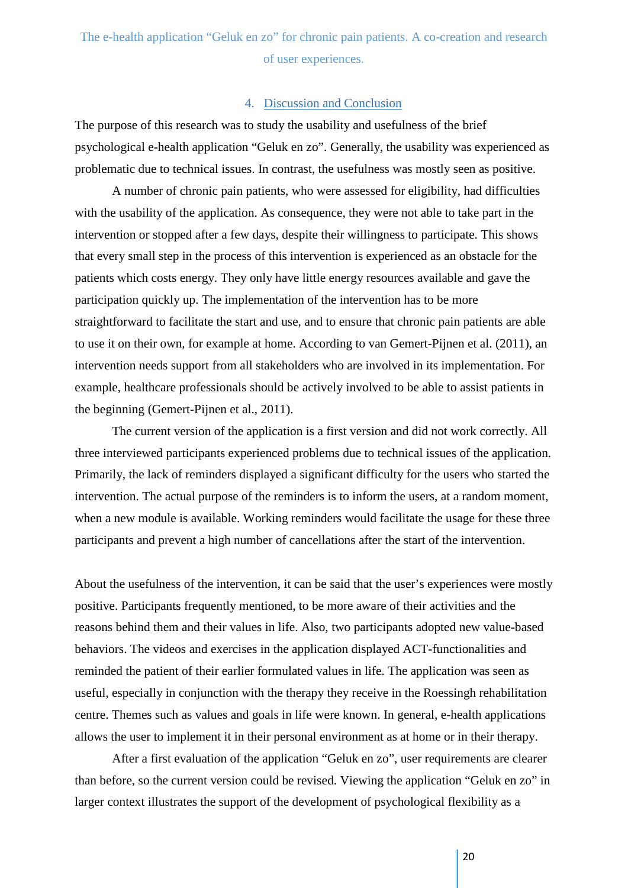## 4. Discussion and Conclusion

The purpose of this research was to study the usability and usefulness of the brief psychological e-health application "Geluk en zo". Generally, the usability was experienced as problematic due to technical issues. In contrast, the usefulness was mostly seen as positive.

A number of chronic pain patients, who were assessed for eligibility, had difficulties with the usability of the application. As consequence, they were not able to take part in the intervention or stopped after a few days, despite their willingness to participate. This shows that every small step in the process of this intervention is experienced as an obstacle for the patients which costs energy. They only have little energy resources available and gave the participation quickly up. The implementation of the intervention has to be more straightforward to facilitate the start and use, and to ensure that chronic pain patients are able to use it on their own, for example at home. According to van Gemert-Pijnen et al. (2011), an intervention needs support from all stakeholders who are involved in its implementation. For example, healthcare professionals should be actively involved to be able to assist patients in the beginning (Gemert-Pijnen et al., 2011).

The current version of the application is a first version and did not work correctly. All three interviewed participants experienced problems due to technical issues of the application. Primarily, the lack of reminders displayed a significant difficulty for the users who started the intervention. The actual purpose of the reminders is to inform the users, at a random moment, when a new module is available. Working reminders would facilitate the usage for these three participants and prevent a high number of cancellations after the start of the intervention.

About the usefulness of the intervention, it can be said that the user's experiences were mostly positive. Participants frequently mentioned, to be more aware of their activities and the reasons behind them and their values in life. Also, two participants adopted new value-based behaviors. The videos and exercises in the application displayed ACT-functionalities and reminded the patient of their earlier formulated values in life. The application was seen as useful, especially in conjunction with the therapy they receive in the Roessingh rehabilitation centre. Themes such as values and goals in life were known. In general, e-health applications allows the user to implement it in their personal environment as at home or in their therapy.

After a first evaluation of the application "Geluk en zo", user requirements are clearer than before, so the current version could be revised. Viewing the application "Geluk en zo" in larger context illustrates the support of the development of psychological flexibility as a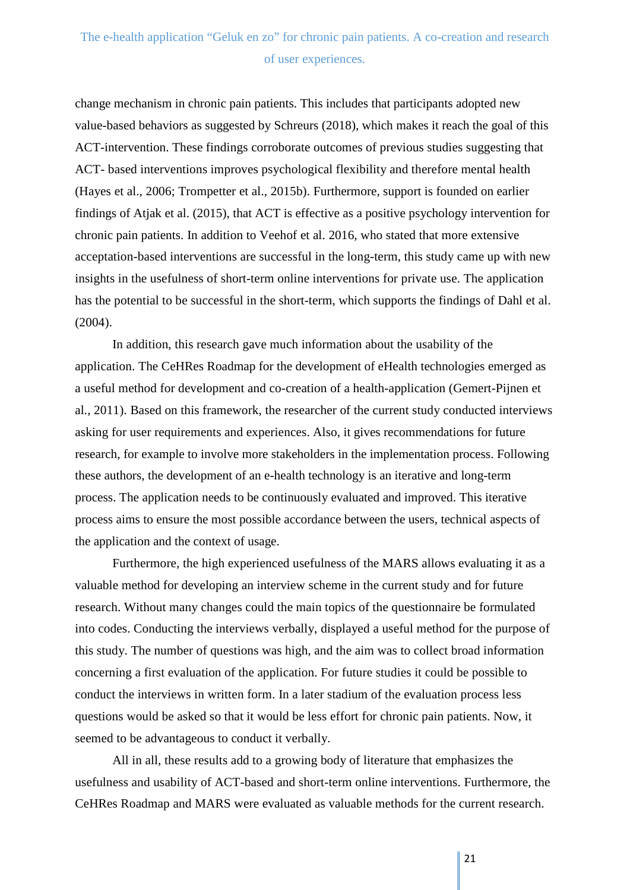change mechanism in chronic pain patients. This includes that participants adopted new value-based behaviors as suggested by Schreurs (2018), which makes it reach the goal of this ACT-intervention. These findings corroborate outcomes of previous studies suggesting that ACT- based interventions improves psychological flexibility and therefore mental health (Hayes et al., 2006; Trompetter et al., 2015b). Furthermore, support is founded on earlier findings of Atjak et al. (2015), that ACT is effective as a positive psychology intervention for chronic pain patients. In addition to Veehof et al. 2016, who stated that more extensive acceptation-based interventions are successful in the long-term, this study came up with new insights in the usefulness of short-term online interventions for private use. The application has the potential to be successful in the short-term, which supports the findings of Dahl et al. (2004).

In addition, this research gave much information about the usability of the application. The CeHRes Roadmap for the development of eHealth technologies emerged as a useful method for development and co-creation of a health-application (Gemert-Pijnen et al., 2011). Based on this framework, the researcher of the current study conducted interviews asking for user requirements and experiences. Also, it gives recommendations for future research, for example to involve more stakeholders in the implementation process. Following these authors, the development of an e-health technology is an iterative and long-term process. The application needs to be continuously evaluated and improved. This iterative process aims to ensure the most possible accordance between the users, technical aspects of the application and the context of usage.

Furthermore, the high experienced usefulness of the MARS allows evaluating it as a valuable method for developing an interview scheme in the current study and for future research. Without many changes could the main topics of the questionnaire be formulated into codes. Conducting the interviews verbally, displayed a useful method for the purpose of this study. The number of questions was high, and the aim was to collect broad information concerning a first evaluation of the application. For future studies it could be possible to conduct the interviews in written form. In a later stadium of the evaluation process less questions would be asked so that it would be less effort for chronic pain patients. Now, it seemed to be advantageous to conduct it verbally.

All in all, these results add to a growing body of literature that emphasizes the usefulness and usability of ACT-based and short-term online interventions. Furthermore, the CeHRes Roadmap and MARS were evaluated as valuable methods for the current research.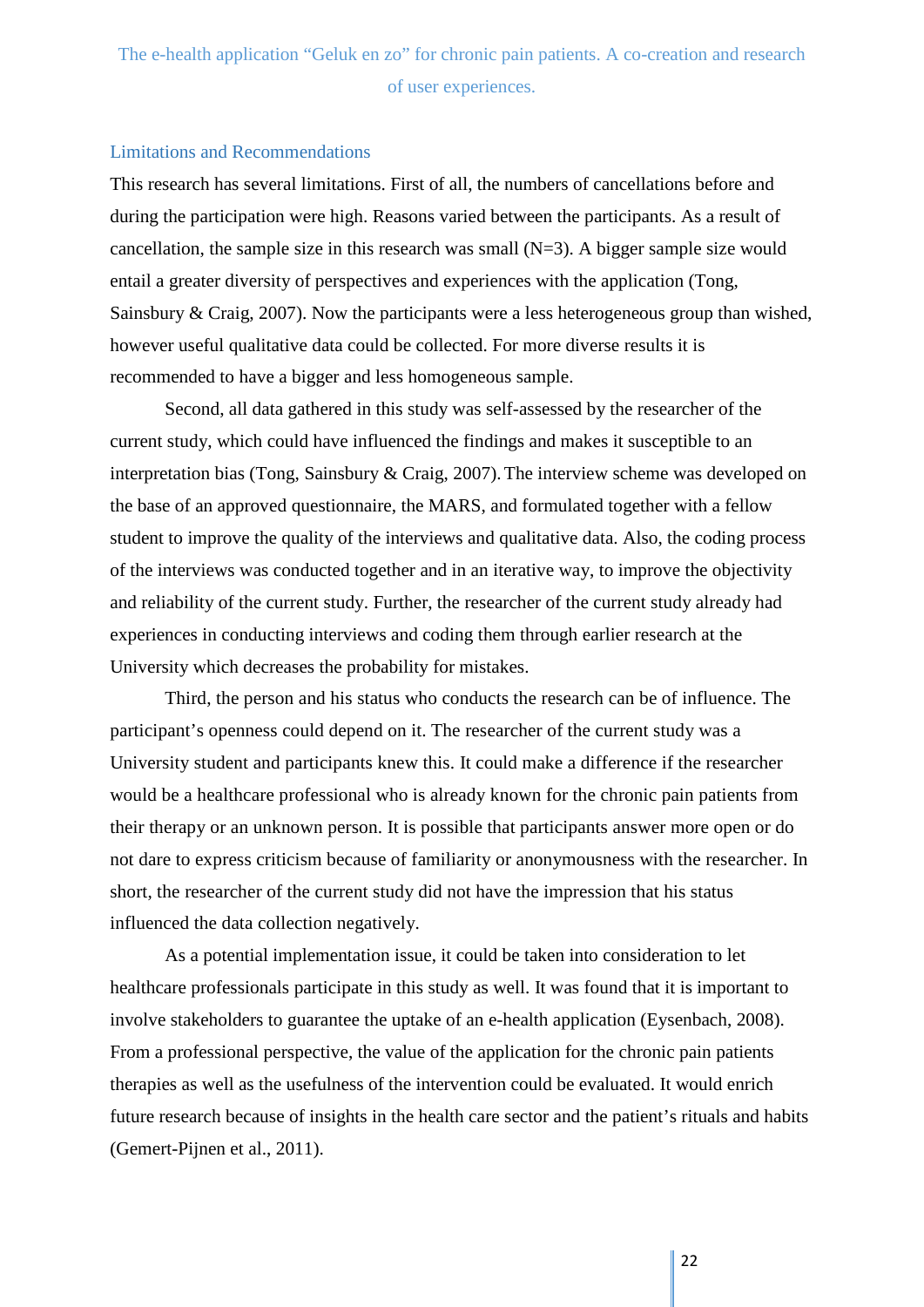## Limitations and Recommendations

This research has several limitations. First of all, the numbers of cancellations before and during the participation were high. Reasons varied between the participants. As a result of cancellation, the sample size in this research was small (N=3). A bigger sample size would entail a greater diversity of perspectives and experiences with the application (Tong, Sainsbury & Craig, 2007). Now the participants were a less heterogeneous group than wished, however useful qualitative data could be collected. For more diverse results it is recommended to have a bigger and less homogeneous sample.

Second, all data gathered in this study was self-assessed by the researcher of the current study, which could have influenced the findings and makes it susceptible to an interpretation bias (Tong, Sainsbury & Craig, 2007). The interview scheme was developed on the base of an approved questionnaire, the MARS, and formulated together with a fellow student to improve the quality of the interviews and qualitative data. Also, the coding process of the interviews was conducted together and in an iterative way, to improve the objectivity and reliability of the current study. Further, the researcher of the current study already had experiences in conducting interviews and coding them through earlier research at the University which decreases the probability for mistakes.

Third, the person and his status who conducts the research can be of influence. The participant's openness could depend on it. The researcher of the current study was a University student and participants knew this. It could make a difference if the researcher would be a healthcare professional who is already known for the chronic pain patients from their therapy or an unknown person. It is possible that participants answer more open or do not dare to express criticism because of familiarity or anonymousness with the researcher. In short, the researcher of the current study did not have the impression that his status influenced the data collection negatively.

As a potential implementation issue, it could be taken into consideration to let healthcare professionals participate in this study as well. It was found that it is important to involve stakeholders to guarantee the uptake of an e-health application (Eysenbach, 2008). From a professional perspective, the value of the application for the chronic pain patients therapies as well as the usefulness of the intervention could be evaluated. It would enrich future research because of insights in the health care sector and the patient's rituals and habits (Gemert-Pijnen et al., 2011).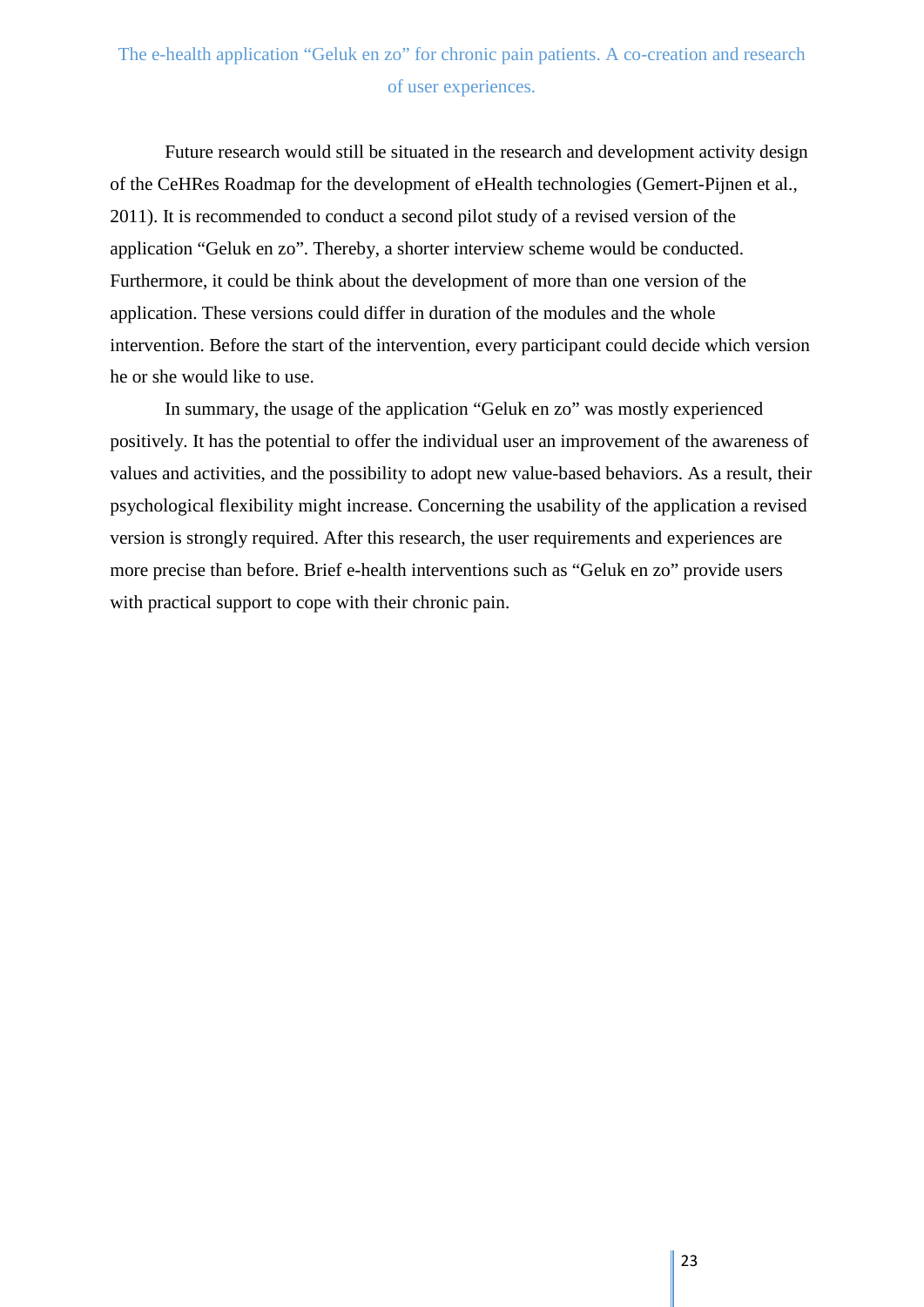Future research would still be situated in the research and development activity design of the CeHRes Roadmap for the development of eHealth technologies (Gemert-Pijnen et al., 2011). It is recommended to conduct a second pilot study of a revised version of the application "Geluk en zo". Thereby, a shorter interview scheme would be conducted. Furthermore, it could be think about the development of more than one version of the application. These versions could differ in duration of the modules and the whole intervention. Before the start of the intervention, every participant could decide which version he or she would like to use.

In summary, the usage of the application "Geluk en zo" was mostly experienced positively. It has the potential to offer the individual user an improvement of the awareness of values and activities, and the possibility to adopt new value-based behaviors. As a result, their psychological flexibility might increase. Concerning the usability of the application a revised version is strongly required. After this research, the user requirements and experiences are more precise than before. Brief e-health interventions such as "Geluk en zo" provide users with practical support to cope with their chronic pain.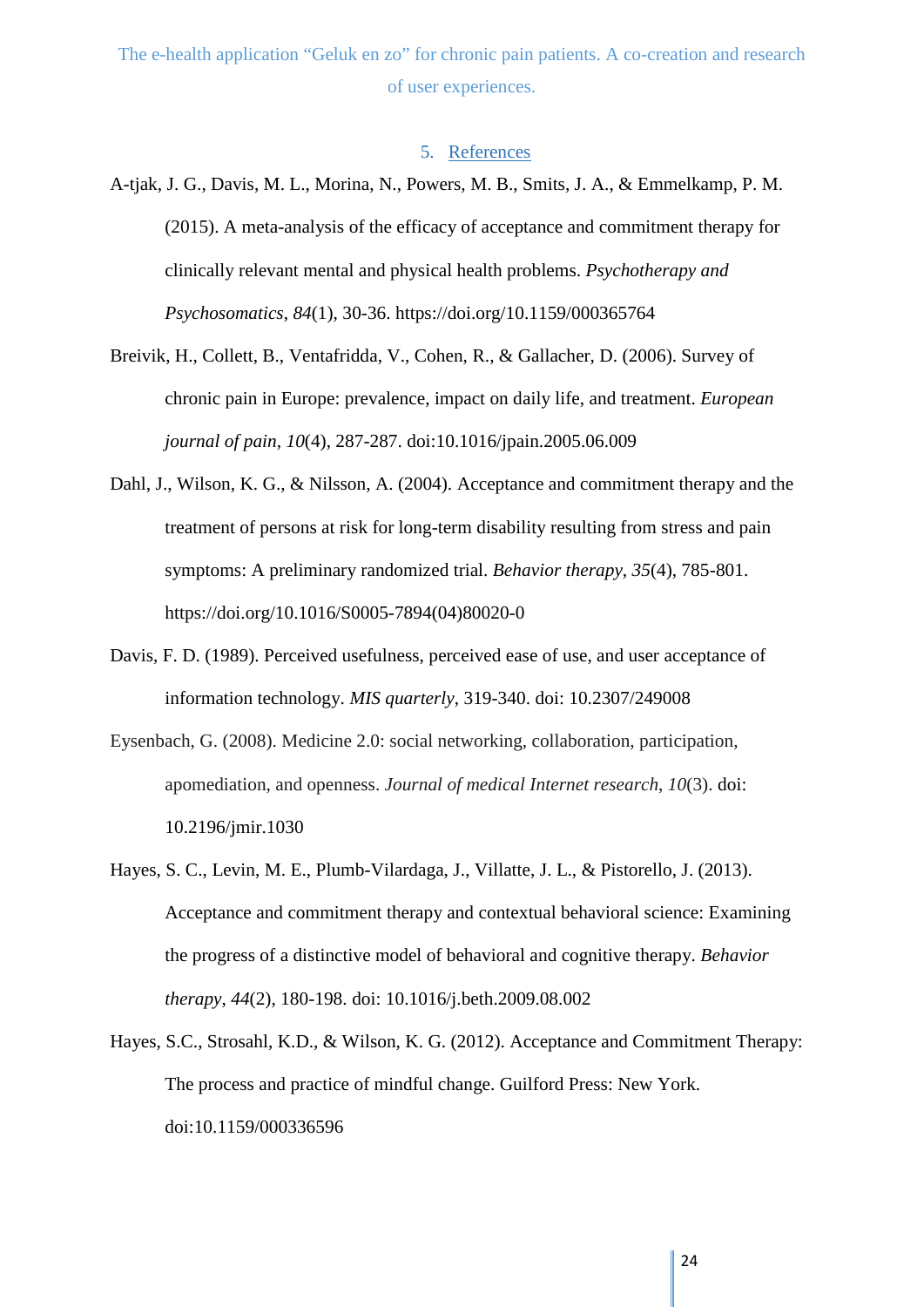## 5. References

A-tjak, J. G., Davis, M. L., Morina, N., Powers, M. B., Smits, J. A., & Emmelkamp, P. M. (2015). A meta-analysis of the efficacy of acceptance and commitment therapy for clinically relevant mental and physical health problems. *Psychotherapy and Psychosomatics*, *84*(1), 30-36. https://doi.org/10.1159/000365764

Breivik, H., Collett, B., Ventafridda, V., Cohen, R., & Gallacher, D. (2006). Survey of chronic pain in Europe: prevalence, impact on daily life, and treatment. *European journal of pain*, *10*(4), 287-287. doi:10.1016/jpain.2005.06.009

Dahl, J., Wilson, K. G., & Nilsson, A. (2004). Acceptance and commitment therapy and the treatment of persons at risk for long-term disability resulting from stress and pain symptoms: A preliminary randomized trial. *Behavior therapy*, *35*(4), 785-801. https://doi.org/10.1016/S0005-7894(04)80020-0

Davis, F. D. (1989). Perceived usefulness, perceived ease of use, and user acceptance of information technology. *MIS quarterly*, 319-340. doi: 10.2307/249008

Eysenbach, G. (2008). Medicine 2.0: social networking, collaboration, participation, apomediation, and openness. *Journal of medical Internet research*, *10*(3). doi: 10.2196/jmir.1030

Hayes, S. C., Levin, M. E., Plumb-Vilardaga, J., Villatte, J. L., & Pistorello, J. (2013). Acceptance and commitment therapy and contextual behavioral science: Examining the progress of a distinctive model of behavioral and cognitive therapy. *Behavior therapy*, *44*(2), 180-198. doi: 10.1016/j.beth.2009.08.002

Hayes, S.C., Strosahl, K.D., & Wilson, K. G. (2012). Acceptance and Commitment Therapy: The process and practice of mindful change. Guilford Press: New York. doi:10.1159/000336596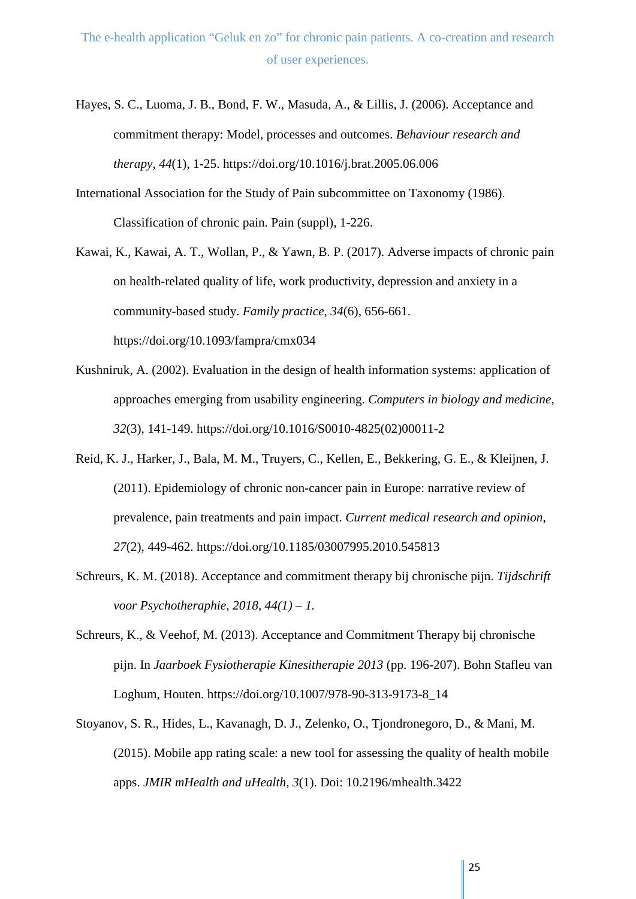Hayes, S. C., Luoma, J. B., Bond, F. W., Masuda, A., & Lillis, J. (2006). Acceptance and commitment therapy: Model, processes and outcomes. *Behaviour research and therapy*, *44*(1), 1-25. https://doi.org/10.1016/j.brat.2005.06.006

International Association for the Study of Pain subcommittee on Taxonomy (1986). Classification of chronic pain. Pain (suppl), 1-226.

Kawai, K., Kawai, A. T., Wollan, P., & Yawn, B. P. (2017). Adverse impacts of chronic pain on health-related quality of life, work productivity, depression and anxiety in a community-based study. *Family practice*, *34*(6), 656-661. https://doi.org/10.1093/fampra/cmx034

Kushniruk, A. (2002). Evaluation in the design of health information systems: application of approaches emerging from usability engineering. *Computers in biology and medicine*, *32*(3), 141-149. https://doi.org/10.1016/S0010-4825(02)00011-2

Reid, K. J., Harker, J., Bala, M. M., Truyers, C., Kellen, E., Bekkering, G. E., & Kleijnen, J. (2011). Epidemiology of chronic non-cancer pain in Europe: narrative review of prevalence, pain treatments and pain impact. *Current medical research and opinion*, *27*(2), 449-462. https://doi.org/10.1185/03007995.2010.545813

Schreurs, K. M. (2018). Acceptance and commitment therapy bij chronische pijn. *Tijdschrift voor Psychotheraphie, 2018, 44(1) – 1.*

Schreurs, K., & Veehof, M. (2013). Acceptance and Commitment Therapy bij chronische pijn. In *Jaarboek Fysiotherapie Kinesitherapie 2013* (pp. 196-207). Bohn Stafleu van Loghum, Houten. https://doi.org/10.1007/978-90-313-9173-8_14

Stoyanov, S. R., Hides, L., Kavanagh, D. J., Zelenko, O., Tjondronegoro, D., & Mani, M. (2015). Mobile app rating scale: a new tool for assessing the quality of health mobile apps. *JMIR mHealth and uHealth*, *3*(1). Doi: 10.2196/mhealth.3422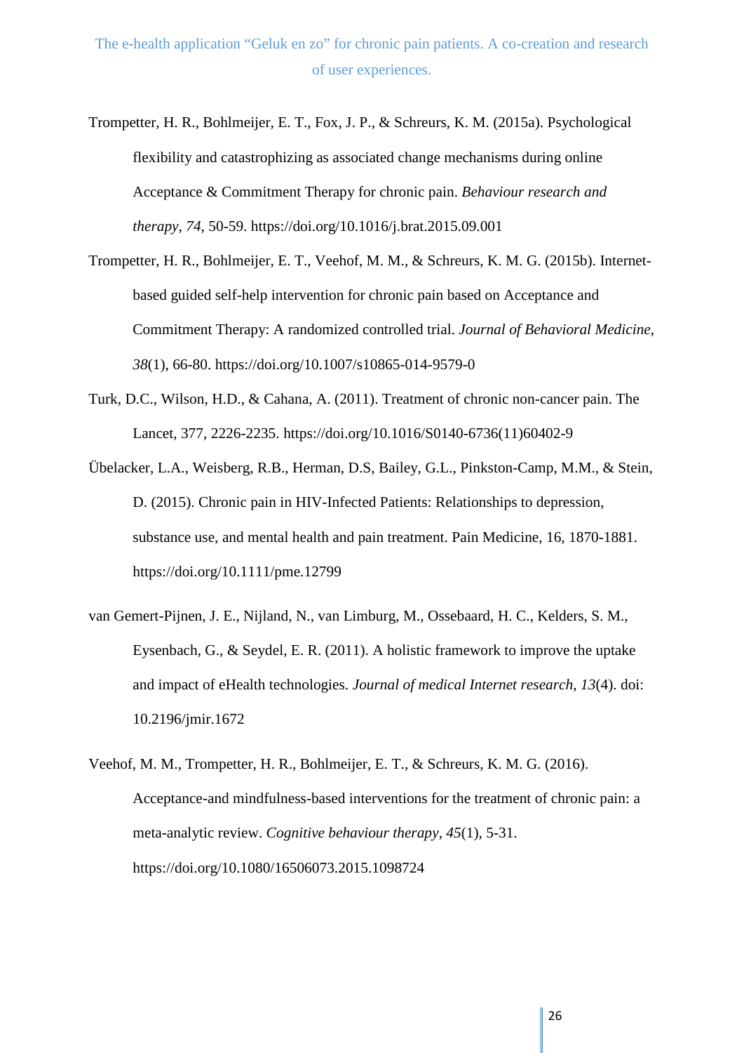Trompetter, H. R., Bohlmeijer, E. T., Fox, J. P., & Schreurs, K. M. (2015a). Psychological flexibility and catastrophizing as associated change mechanisms during online Acceptance & Commitment Therapy for chronic pain. *Behaviour research and therapy*, *74*, 50-59. https://doi.org/10.1016/j.brat.2015.09.001

Trompetter, H. R., Bohlmeijer, E. T., Veehof, M. M., & Schreurs, K. M. G. (2015b). Internet-based guided self-help intervention for chronic pain based on Acceptance and Commitment Therapy: A randomized controlled trial. *Journal of Behavioral Medicine*, *38*(1), 66-80. https://doi.org/10.1007/s10865-014-9579-0

Turk, D.C., Wilson, H.D., & Cahana, A. (2011). Treatment of chronic non-cancer pain. The Lancet, 377, 2226-2235. https://doi.org/10.1016/S0140-6736(11)60402-9

Übelacker, L.A., Weisberg, R.B., Herman, D.S, Bailey, G.L., Pinkston-Camp, M.M., & Stein, D. (2015). Chronic pain in HIV-Infected Patients: Relationships to depression, substance use, and mental health and pain treatment. Pain Medicine, 16, 1870-1881. https://doi.org/10.1111/pme.12799

van Gemert-Pijnen, J. E., Nijland, N., van Limburg, M., Ossebaard, H. C., Kelders, S. M., Eysenbach, G., & Seydel, E. R. (2011). A holistic framework to improve the uptake and impact of eHealth technologies. *Journal of medical Internet research*, *13*(4). doi: 10.2196/jmir.1672

Veehof, M. M., Trompetter, H. R., Bohlmeijer, E. T., & Schreurs, K. M. G. (2016). Acceptance-and mindfulness-based interventions for the treatment of chronic pain: a meta-analytic review. *Cognitive behaviour therapy*, *45*(1), 5-31. https://doi.org/10.1080/16506073.2015.1098724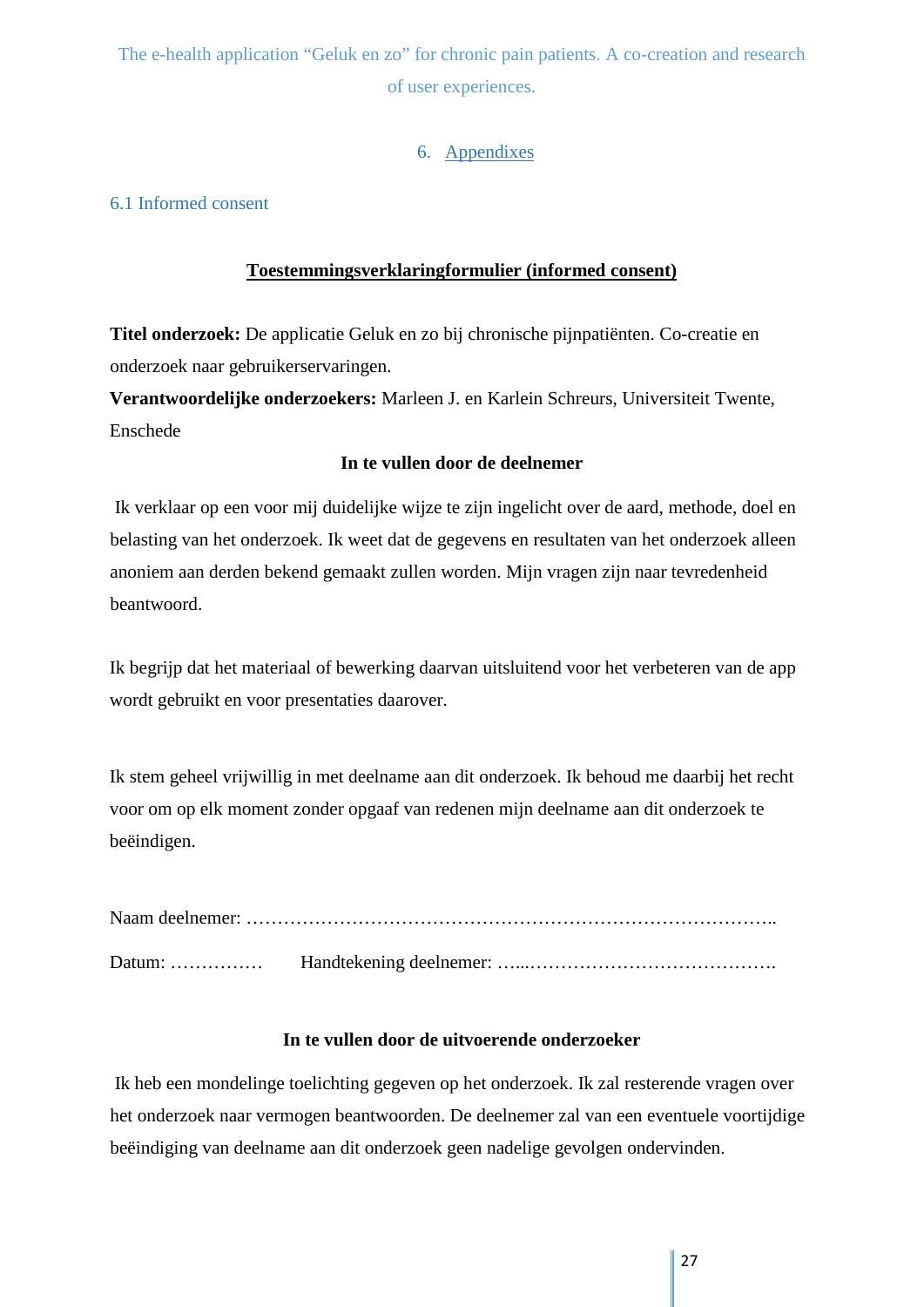# 6. Appendixes

## 6.1 Informed consent

**Toestemmingsverklaringformulier (informed consent)**

**Titel onderzoek:** De applicatie Geluk en zo bij chronische pijnpatiënten. Co-creatie en onderzoek naar gebruikerservaringen.

**Verantwoordelijke onderzoekers:** Marleen J. en Karlein Schreurs, Universiteit Twente, Enschede

**In te vullen door de deelnemer**

Ik verklaar op een voor mij duidelijke wijze te zijn ingelicht over de aard, methode, doel en belasting van het onderzoek. Ik weet dat de gegevens en resultaten van het onderzoek alleen anoniem aan derden bekend gemaakt zullen worden. Mijn vragen zijn naar tevredenheid beantwoord.

Ik begrijp dat het materiaal of bewerking daarvan uitsluitend voor het verbeteren van de app wordt gebruikt en voor presentaties daarover.

Ik stem geheel vrijwillig in met deelname aan dit onderzoek. Ik behoud me daarbij het recht voor om op elk moment zonder opgaaf van redenen mijn deelname aan dit onderzoek te beëindigen.

Naam deelnemer: …………………………………………………………………………..

Datum: …………… Handtekening deelnemer: …...………………………………….

**In te vullen door de uitvoerende onderzoeker**

Ik heb een mondelinge toelichting gegeven op het onderzoek. Ik zal resterende vragen over het onderzoek naar vermogen beantwoorden. De deelnemer zal van een eventuele voortijdige beëindiging van deelname aan dit onderzoek geen nadelige gevolgen ondervinden.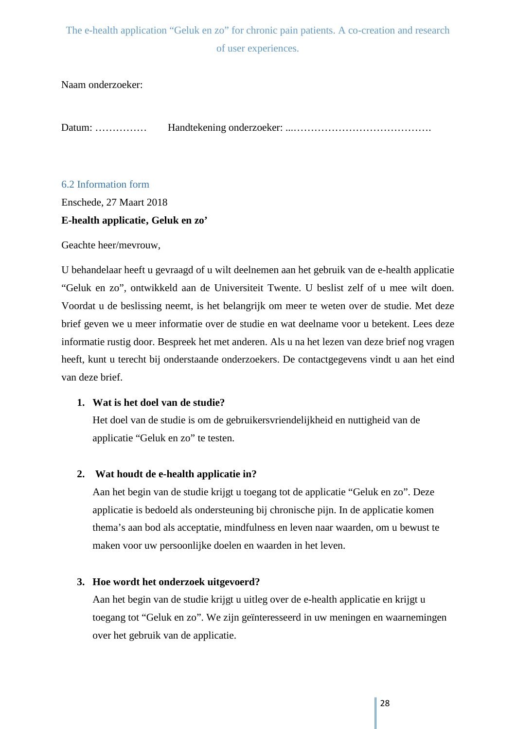Naam onderzoeker:

Datum: …………… Handtekening onderzoeker: ...………………………………….

## 6.2 Information form

Enschede, 27 Maart 2018

**E-health applicatie, Geluk en zo'**

Geachte heer/mevrouw,

U behandelaar heeft u gevraagd of u wilt deelnemen aan het gebruik van de e-health applicatie "Geluk en zo", ontwikkeld aan de Universiteit Twente. U beslist zelf of u mee wilt doen. Voordat u de beslissing neemt, is het belangrijk om meer te weten over de studie. Met deze brief geven we u meer informatie over de studie en wat deelname voor u betekent. Lees deze informatie rustig door. Bespreek het met anderen. Als u na het lezen van deze brief nog vragen heeft, kunt u terecht bij onderstaande onderzoekers. De contactgegevens vindt u aan het eind van deze brief.

1. **Wat is het doel van de studie?**
   Het doel van de studie is om de gebruikersvriendelijkheid en nuttigheid van de applicatie "Geluk en zo" te testen.

2. **Wat houdt de e-health applicatie in?**
   Aan het begin van de studie krijgt u toegang tot de applicatie "Geluk en zo". Deze applicatie is bedoeld als ondersteuning bij chronische pijn. In de applicatie komen thema's aan bod als acceptatie, mindfulness en leven naar waarden, om u bewust te maken voor uw persoonlijke doelen en waarden in het leven.

3. **Hoe wordt het onderzoek uitgevoerd?**
   Aan het begin van de studie krijgt u uitleg over de e-health applicatie en krijgt u toegang tot "Geluk en zo". We zijn geïnteresseerd in uw meningen en waarnemingen over het gebruik van de applicatie.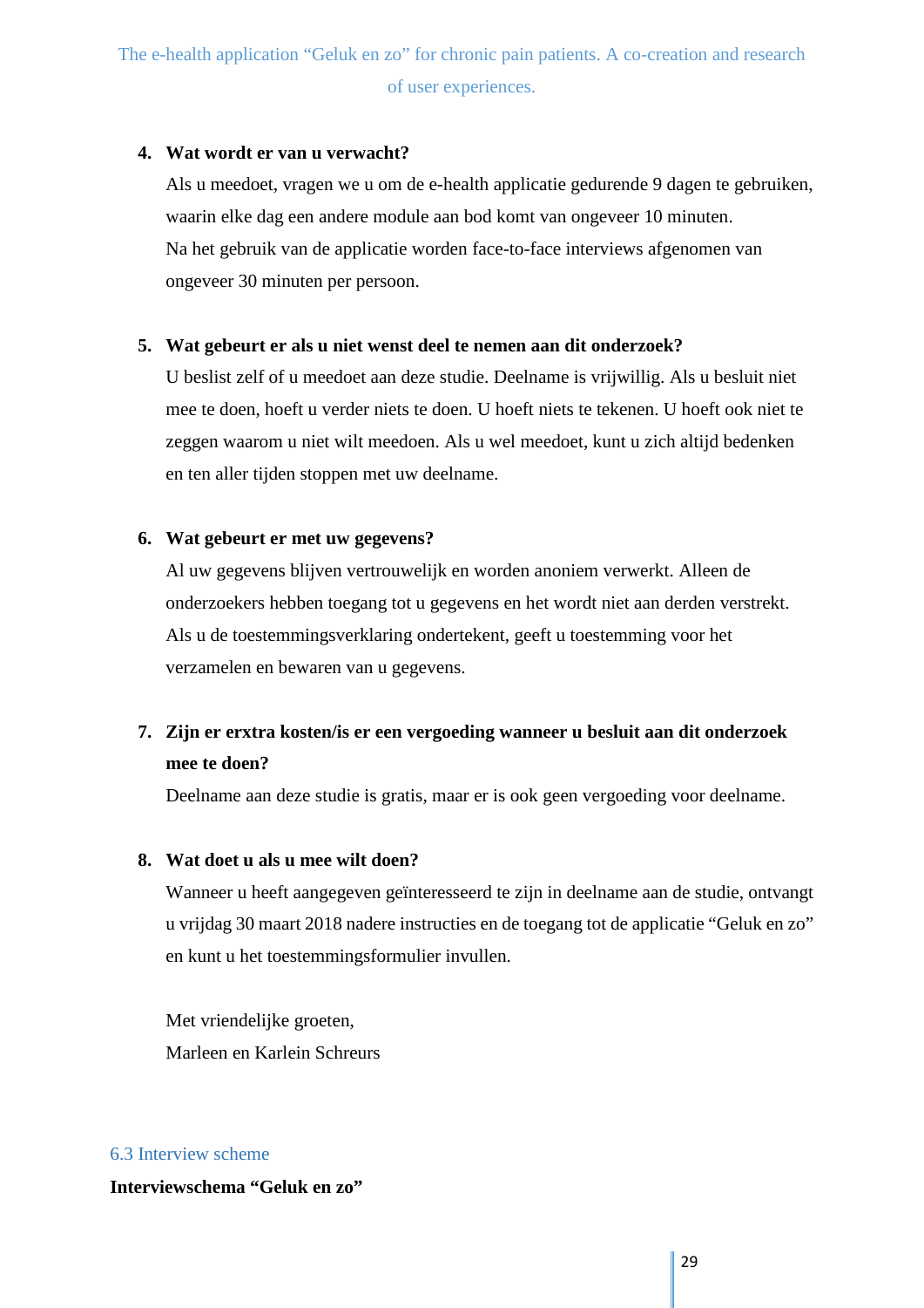4. **Wat wordt er van u verwacht?**
   Als u meedoet, vragen we u om de e-health applicatie gedurende 9 dagen te gebruiken, waarin elke dag een andere module aan bod komt van ongeveer 10 minuten.
   Na het gebruik van de applicatie worden face-to-face interviews afgenomen van ongeveer 30 minuten per persoon.

5. **Wat gebeurt er als u niet wenst deel te nemen aan dit onderzoek?**
   U beslist zelf of u meedoet aan deze studie. Deelname is vrijwillig. Als u besluit niet mee te doen, hoeft u verder niets te doen. U hoeft niets te tekenen. U hoeft ook niet te zeggen waarom u niet wilt meedoen. Als u wel meedoet, kunt u zich altijd bedenken en ten aller tijden stoppen met uw deelname.

6. **Wat gebeurt er met uw gegevens?**
   Al uw gegevens blijven vertrouwelijk en worden anoniem verwerkt. Alleen de onderzoekers hebben toegang tot u gegevens en het wordt niet aan derden verstrekt. Als u de toestemmingsverklaring ondertekent, geeft u toestemming voor het verzamelen en bewaren van u gegevens.

7. **Zijn er erxtra kosten/is er een vergoeding wanneer u besluit aan dit onderzoek mee te doen?**
   Deelname aan deze studie is gratis, maar er is ook geen vergoeding voor deelname.

8. **Wat doet u als u mee wilt doen?**
   Wanneer u heeft aangegeven geïnteresseerd te zijn in deelname aan de studie, ontvangt u vrijdag 30 maart 2018 nadere instructies en de toegang tot de applicatie "Geluk en zo" en kunt u het toestemmingsformulier invullen.

   Met vriendelijke groeten,
   Marleen en Karlein Schreurs

## 6.3 Interview scheme

**Interviewschema "Geluk en zo"**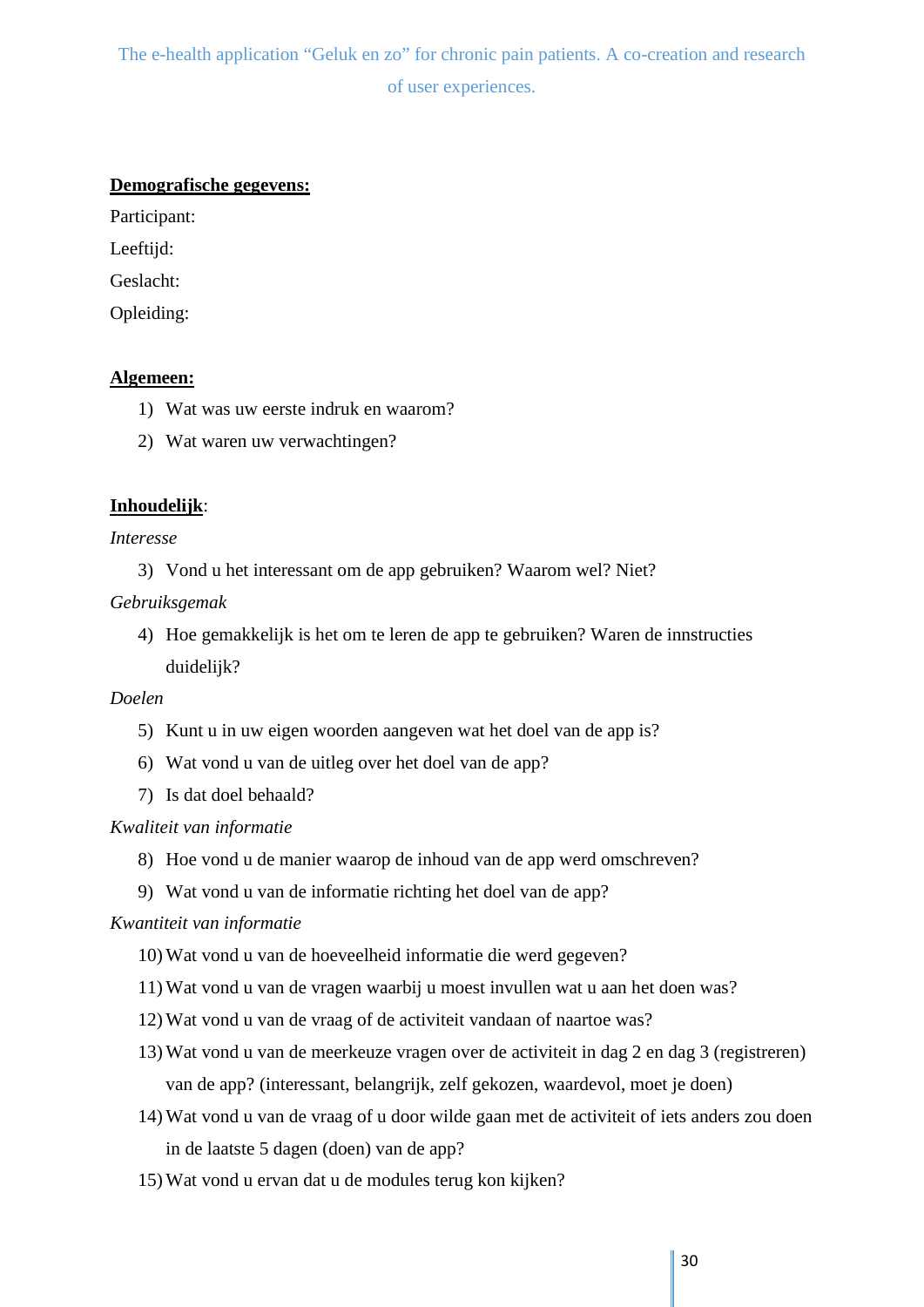**<u>Demografische gegevens:</u>**

Participant:

Leeftijd:

Geslacht:

Opleiding:

**<u>Algemeen:</u>**

1) Wat was uw eerste indruk en waarom?
2) Wat waren uw verwachtingen?

**<u>Inhoudelijk</u>**:

*Interesse*

3) Vond u het interessant om de app gebruiken? Waarom wel? Niet?

*Gebruiksgemak*

4) Hoe gemakkelijk is het om te leren de app te gebruiken? Waren de innstructies duidelijk?

*Doelen*

5) Kunt u in uw eigen woorden aangeven wat het doel van de app is?
6) Wat vond u van de uitleg over het doel van de app?
7) Is dat doel behaald?

*Kwaliteit van informatie*

8) Hoe vond u de manier waarop de inhoud van de app werd omschreven?
9) Wat vond u van de informatie richting het doel van de app?

*Kwantiteit van informatie*

10) Wat vond u van de hoeveelheid informatie die werd gegeven?
11) Wat vond u van de vragen waarbij u moest invullen wat u aan het doen was?
12) Wat vond u van de vraag of de activiteit vandaan of naartoe was?
13) Wat vond u van de meerkeuze vragen over de activiteit in dag 2 en dag 3 (registreren) van de app? (interessant, belangrijk, zelf gekozen, waardevol, moet je doen)
14) Wat vond u van de vraag of u door wilde gaan met de activiteit of iets anders zou doen in de laatste 5 dagen (doen) van de app?
15) Wat vond u ervan dat u de modules terug kon kijken?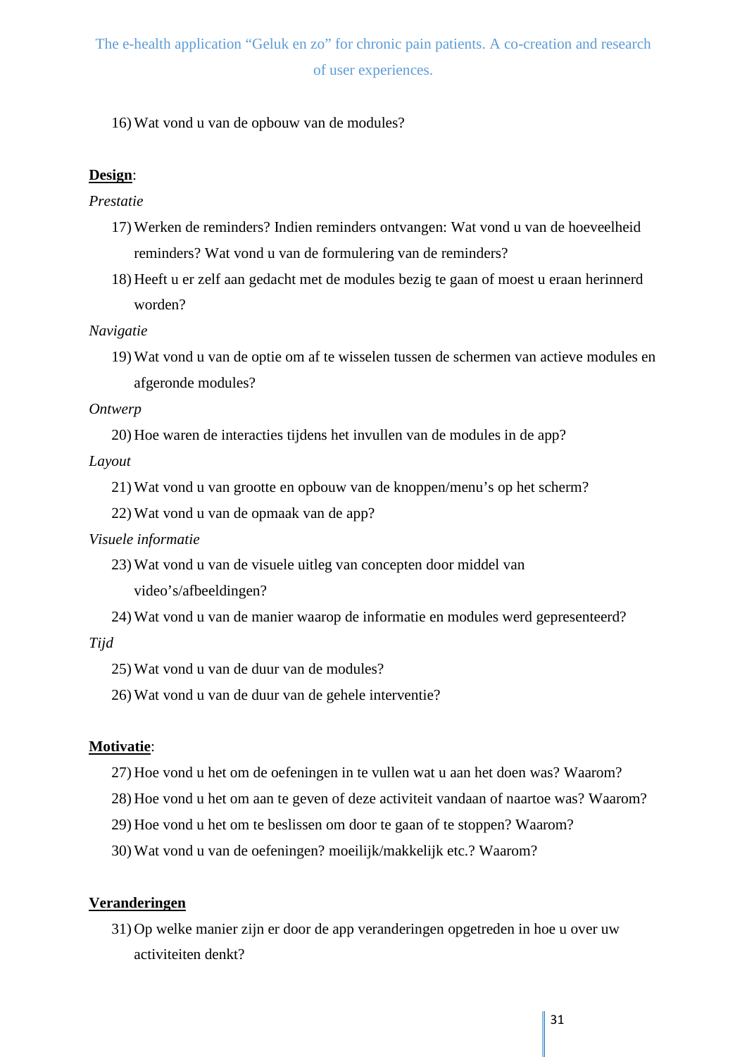16) Wat vond u van de opbouw van de modules?

**Design**:

*Prestatie*

17) Werken de reminders? Indien reminders ontvangen: Wat vond u van de hoeveelheid reminders? Wat vond u van de formulering van de reminders?
18) Heeft u er zelf aan gedacht met de modules bezig te gaan of moest u eraan herinnerd worden?

*Navigatie*

19) Wat vond u van de optie om af te wisselen tussen de schermen van actieve modules en afgeronde modules?

*Ontwerp*

20) Hoe waren de interacties tijdens het invullen van de modules in de app?

*Layout*

21) Wat vond u van grootte en opbouw van de knoppen/menu's op het scherm?
22) Wat vond u van de opmaak van de app?

*Visuele informatie*

23) Wat vond u van de visuele uitleg van concepten door middel van video's/afbeeldingen?
24) Wat vond u van de manier waarop de informatie en modules werd gepresenteerd?

*Tijd*

25) Wat vond u van de duur van de modules?
26) Wat vond u van de duur van de gehele interventie?

**Motivatie**:

27) Hoe vond u het om de oefeningen in te vullen wat u aan het doen was? Waarom?
28) Hoe vond u het om aan te geven of deze activiteit vandaan of naartoe was? Waarom?
29) Hoe vond u het om te beslissen om door te gaan of te stoppen? Waarom?
30) Wat vond u van de oefeningen? moeilijk/makkelijk etc.? Waarom?

**Veranderingen**

31) Op welke manier zijn er door de app veranderingen opgetreden in hoe u over uw activiteiten denkt?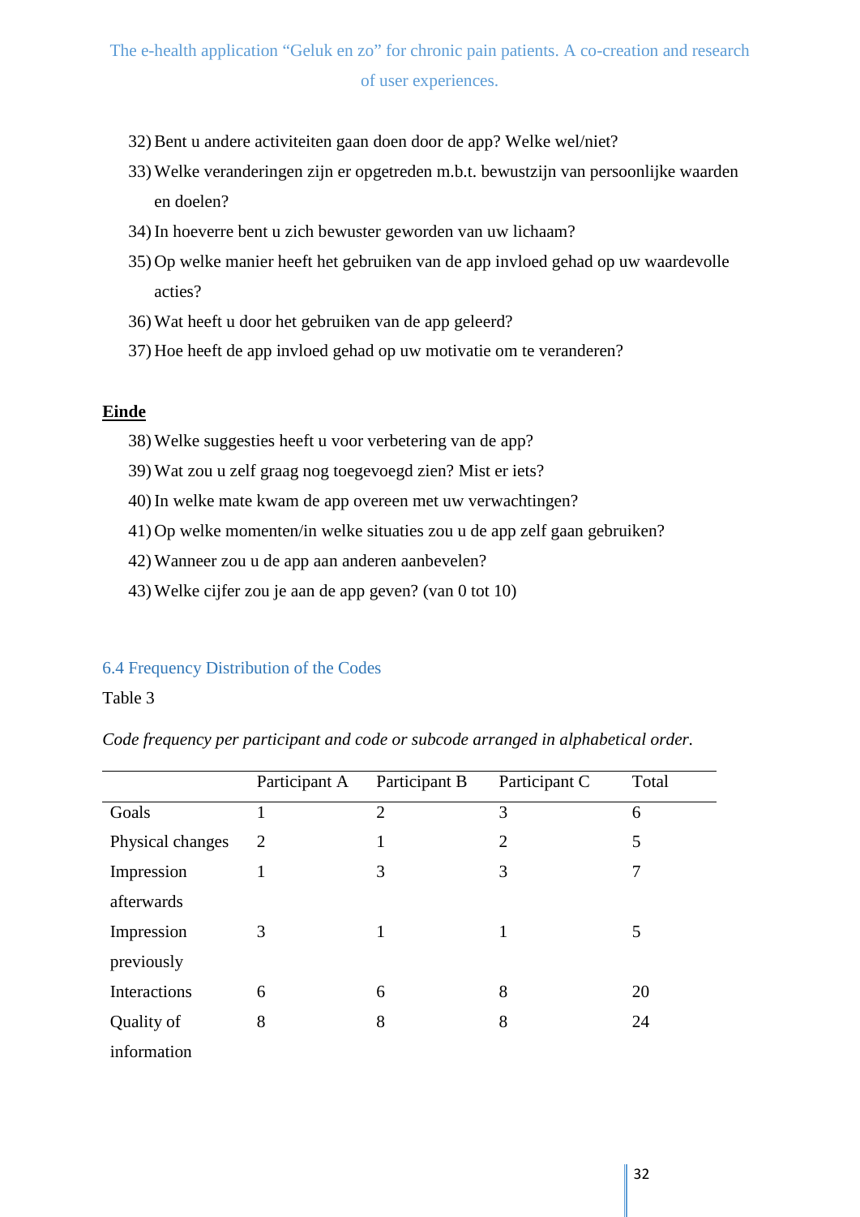32) Bent u andere activiteiten gaan doen door de app? Welke wel/niet?
33) Welke veranderingen zijn er opgetreden m.b.t. bewustzijn van persoonlijke waarden en doelen?
34) In hoeverre bent u zich bewuster geworden van uw lichaam?
35) Op welke manier heeft het gebruiken van de app invloed gehad op uw waardevolle acties?
36) Wat heeft u door het gebruiken van de app geleerd?
37) Hoe heeft de app invloed gehad op uw motivatie om te veranderen?

**Einde**

38) Welke suggesties heeft u voor verbetering van de app?
39) Wat zou u zelf graag nog toegevoegd zien? Mist er iets?
40) In welke mate kwam de app overeen met uw verwachtingen?
41) Op welke momenten/in welke situaties zou u de app zelf gaan gebruiken?
42) Wanneer zou u de app aan anderen aanbevelen?
43) Welke cijfer zou je aan de app geven? (van 0 tot 10)

## 6.4 Frequency Distribution of the Codes

Table 3

*Code frequency per participant and code or subcode arranged in alphabetical order.*

| | Participant A | Participant B | Participant C | Total |
|---|---|---|---|---|
| Goals | 1 | 2 | 3 | 6 |
| Physical changes | 2 | 1 | 2 | 5 |
| Impression afterwards | 1 | 3 | 3 | 7 |
| Impression previously | 3 | 1 | 1 | 5 |
| Interactions | 6 | 6 | 8 | 20 |
| Quality of information | 8 | 8 | 8 | 24 |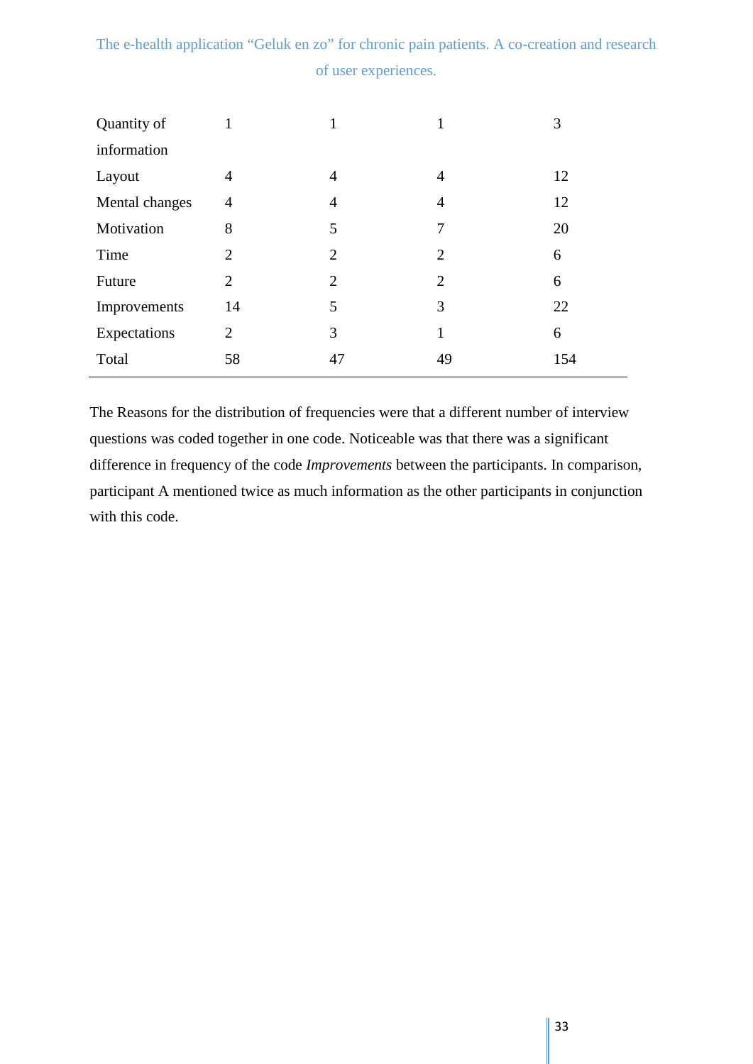| | | | | |
|---|---|---|---|---|
| Quantity of information | 1 | 1 | 1 | 3 |
| Layout | 4 | 4 | 4 | 12 |
| Mental changes | 4 | 4 | 4 | 12 |
| Motivation | 8 | 5 | 7 | 20 |
| Time | 2 | 2 | 2 | 6 |
| Future | 2 | 2 | 2 | 6 |
| Improvements | 14 | 5 | 3 | 22 |
| Expectations | 2 | 3 | 1 | 6 |
| Total | 58 | 47 | 49 | 154 |

The Reasons for the distribution of frequencies were that a different number of interview questions was coded together in one code. Noticeable was that there was a significant difference in frequency of the code *Improvements* between the participants. In comparison, participant A mentioned twice as much information as the other participants in conjunction with this code.